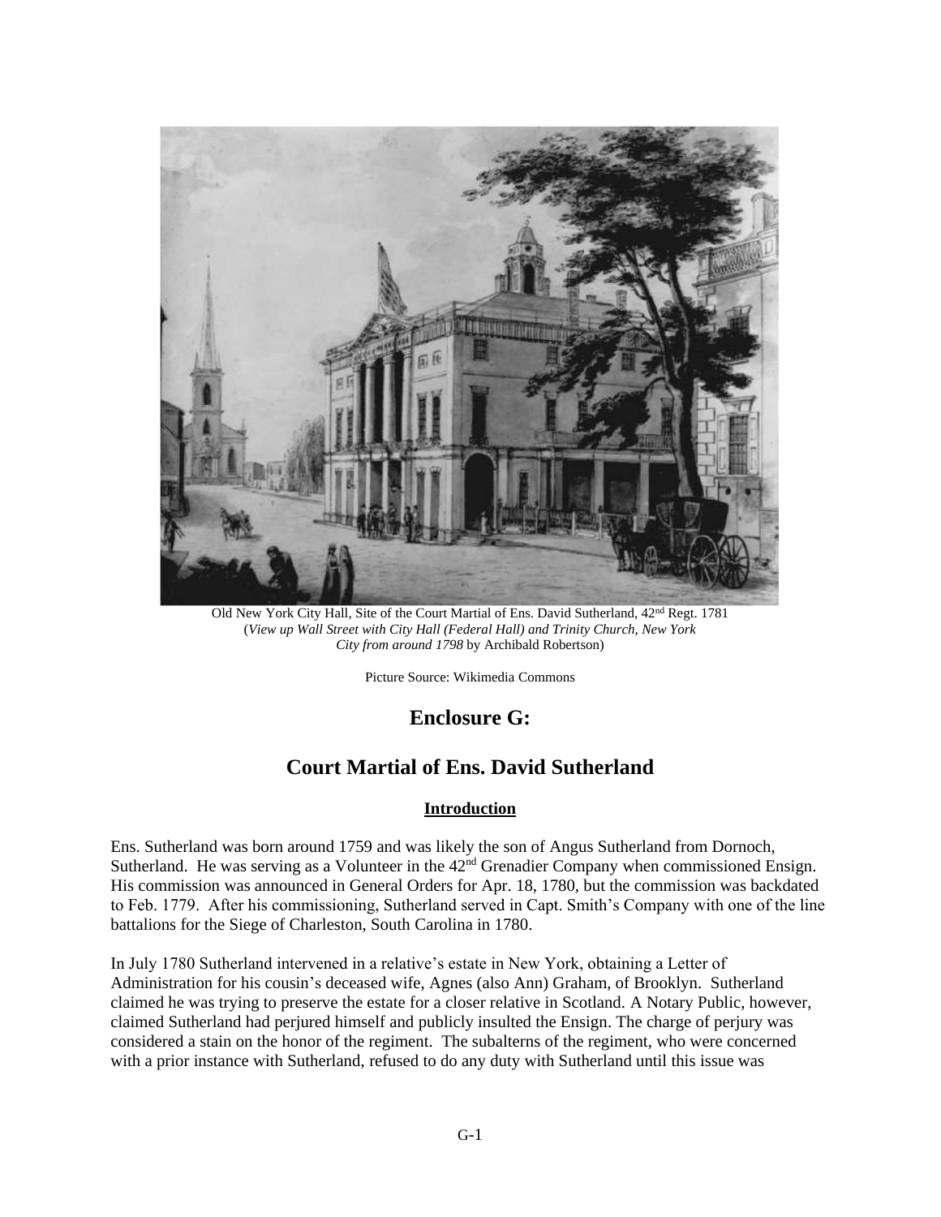Old New York City Hall, Site of the Court Martial of Ens. David Sutherland, 42nd Regt. 1781
(*View up Wall Street with City Hall (Federal Hall) and Trinity Church, New York City from around 1798* by Archibald Robertson)

Picture Source: Wikimedia Commons

## Enclosure G:

## Court Martial of Ens. David Sutherland

### Introduction

Ens. Sutherland was born around 1759 and was likely the son of Angus Sutherland from Dornoch, Sutherland. He was serving as a Volunteer in the 42nd Grenadier Company when commissioned Ensign. His commission was announced in General Orders for Apr. 18, 1780, but the commission was backdated to Feb. 1779. After his commissioning, Sutherland served in Capt. Smith's Company with one of the line battalions for the Siege of Charleston, South Carolina in 1780.

In July 1780 Sutherland intervened in a relative's estate in New York, obtaining a Letter of Administration for his cousin's deceased wife, Agnes (also Ann) Graham, of Brooklyn. Sutherland claimed he was trying to preserve the estate for a closer relative in Scotland. A Notary Public, however, claimed Sutherland had perjured himself and publicly insulted the Ensign. The charge of perjury was considered a stain on the honor of the regiment. The subalterns of the regiment, who were concerned with a prior instance with Sutherland, refused to do any duty with Sutherland until this issue was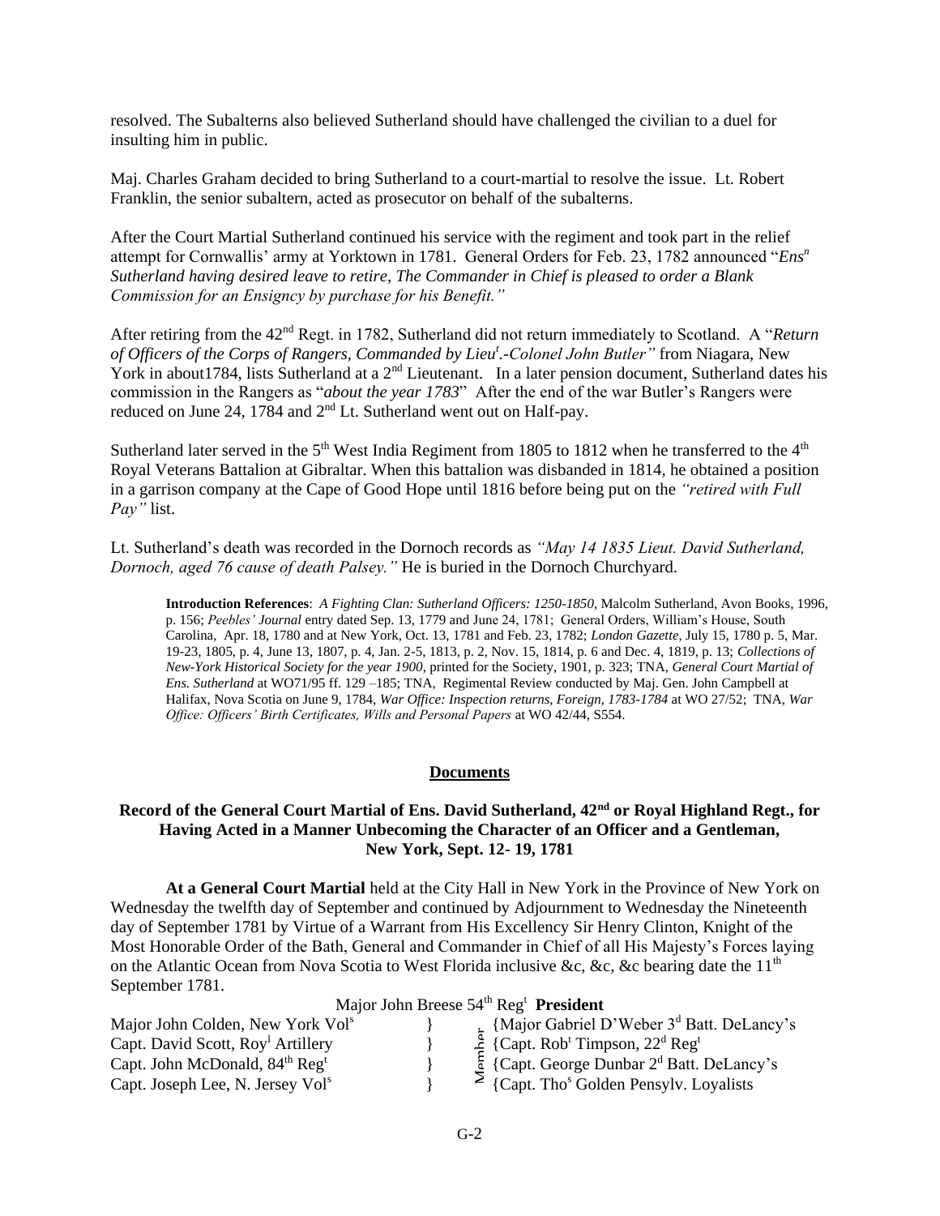resolved. The Subalterns also believed Sutherland should have challenged the civilian to a duel for insulting him in public.

Maj. Charles Graham decided to bring Sutherland to a court-martial to resolve the issue. Lt. Robert Franklin, the senior subaltern, acted as prosecutor on behalf of the subalterns.

After the Court Martial Sutherland continued his service with the regiment and took part in the relief attempt for Cornwallis' army at Yorktown in 1781. General Orders for Feb. 23, 1782 announced "*Ens*[n] *Sutherland having desired leave to retire, The Commander in Chief is pleased to order a Blank Commission for an Ensigncy by purchase for his Benefit.*"

After retiring from the 42nd Regt. in 1782, Sutherland did not return immediately to Scotland. A "*Return of Officers of the Corps of Rangers, Commanded by Lieu*[t]*.-Colonel John Butler"* from Niagara, New York in about1784, lists Sutherland at a 2nd Lieutenant. In a later pension document, Sutherland dates his commission in the Rangers as "*about the year 1783*" After the end of the war Butler's Rangers were reduced on June 24, 1784 and 2nd Lt. Sutherland went out on Half-pay.

Sutherland later served in the 5th West India Regiment from 1805 to 1812 when he transferred to the 4th Royal Veterans Battalion at Gibraltar. When this battalion was disbanded in 1814, he obtained a position in a garrison company at the Cape of Good Hope until 1816 before being put on the *"retired with Full Pay"* list.

Lt. Sutherland's death was recorded in the Dornoch records as *"May 14 1835 Lieut. David Sutherland, Dornoch, aged 76 cause of death Palsey."* He is buried in the Dornoch Churchyard.

**Introduction References**: *A Fighting Clan: Sutherland Officers: 1250-1850*, Malcolm Sutherland, Avon Books, 1996, p. 156; *Peebles' Journal* entry dated Sep. 13, 1779 and June 24, 1781; General Orders, William's House, South Carolina, Apr. 18, 1780 and at New York, Oct. 13, 1781 and Feb. 23, 1782; *London Gazette,* July 15, 1780 p. 5, Mar. 19-23, 1805, p. 4, June 13, 1807, p. 4, Jan. 2-5, 1813, p. 2, Nov. 15, 1814, p. 6 and Dec. 4, 1819, p. 13; *Collections of New-York Historical Society for the year 1900*, printed for the Society, 1901, p. 323; TNA, *General Court Martial of Ens. Sutherland* at WO71/95 ff. 129 –185; TNA, Regimental Review conducted by Maj. Gen. John Campbell at Halifax, Nova Scotia on June 9, 1784, *War Office: Inspection returns, Foreign, 1783-1784* at WO 27/52; TNA, *War Office: Officers' Birth Certificates, Wills and Personal Papers* at WO 42/44, S554.

## Documents

### Record of the General Court Martial of Ens. David Sutherland, 42nd or Royal Highland Regt., for Having Acted in a Manner Unbecoming the Character of an Officer and a Gentleman, New York, Sept. 12- 19, 1781

**At a General Court Martial** held at the City Hall in New York in the Province of New York on Wednesday the twelfth day of September and continued by Adjournment to Wednesday the Nineteenth day of September 1781 by Virtue of a Warrant from His Excellency Sir Henry Clinton, Knight of the Most Honorable Order of the Bath, General and Commander in Chief of all His Majesty's Forces laying on the Atlantic Ocean from Nova Scotia to West Florida inclusive &c, &c, &c bearing date the 11th September 1781.

Major John Breese 54th Reg[t] **President**

| | | |
|---|---|---|
| Major John Colden, New York Vol[s] | Members | Major Gabriel D'Weber 3d Batt. DeLancy's |
| Capt. David Scott, Roy[l] Artillery | | Capt. Rob[t] Timpson, 22d Reg[t] |
| Capt. John McDonald, 84th Reg[t] | | Capt. George Dunbar 2d Batt. DeLancy's |
| Capt. Joseph Lee, N. Jersey Vol[s] | | Capt. Tho[s] Golden Pensylv. Loyalists |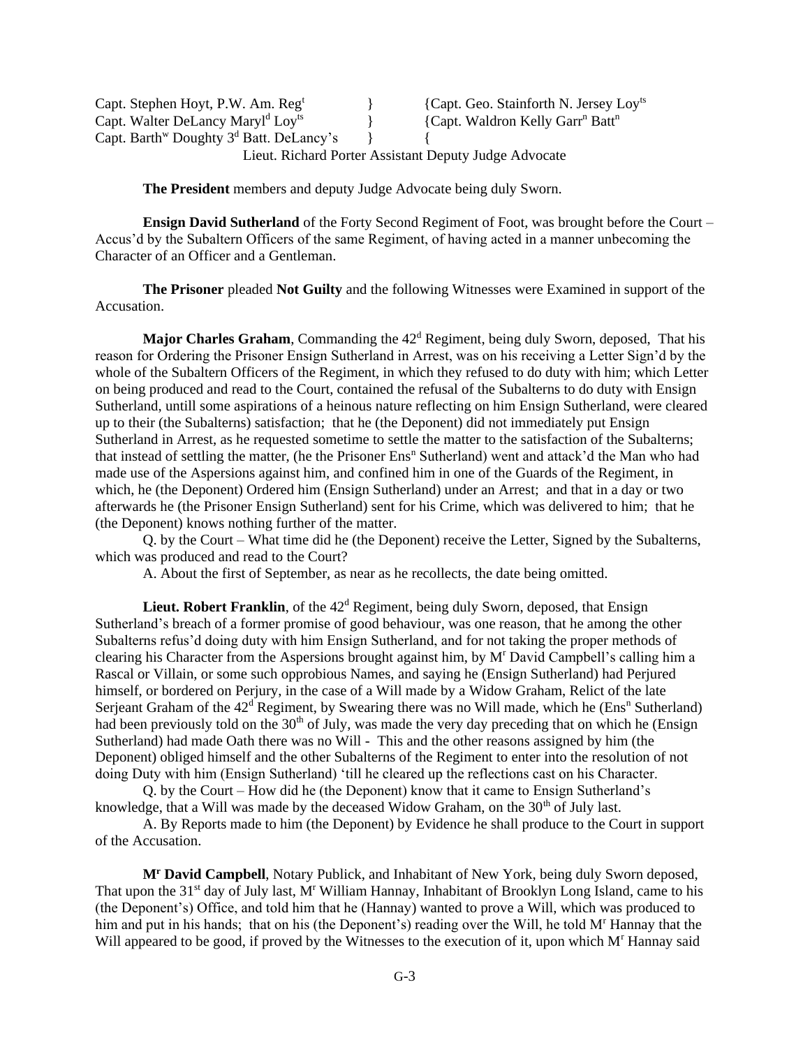Capt. Stephen Hoyt, P.W. Am. Reg[t] } {Capt. Geo. Stainforth N. Jersey Loy[ts]
Capt. Walter DeLancy Maryl[d] Loy[ts] } {Capt. Waldron Kelly Garr[n] Batt[n]
Capt. Barth[w] Doughty 3[d] Batt. DeLancy's } {
Lieut. Richard Porter Assistant Deputy Judge Advocate

**The President** members and deputy Judge Advocate being duly Sworn.

**Ensign David Sutherland** of the Forty Second Regiment of Foot, was brought before the Court – Accus'd by the Subaltern Officers of the same Regiment, of having acted in a manner unbecoming the Character of an Officer and a Gentleman.

**The Prisoner** pleaded **Not Guilty** and the following Witnesses were Examined in support of the Accusation.

**Major Charles Graham**, Commanding the 42[d] Regiment, being duly Sworn, deposed, That his reason for Ordering the Prisoner Ensign Sutherland in Arrest, was on his receiving a Letter Sign'd by the whole of the Subaltern Officers of the Regiment, in which they refused to do duty with him; which Letter on being produced and read to the Court, contained the refusal of the Subalterns to do duty with Ensign Sutherland, untill some aspirations of a heinous nature reflecting on him Ensign Sutherland, were cleared up to their (the Subalterns) satisfaction; that he (the Deponent) did not immediately put Ensign Sutherland in Arrest, as he requested sometime to settle the matter to the satisfaction of the Subalterns; that instead of settling the matter, (he the Prisoner Ens[n] Sutherland) went and attack'd the Man who had made use of the Aspersions against him, and confined him in one of the Guards of the Regiment, in which, he (the Deponent) Ordered him (Ensign Sutherland) under an Arrest; and that in a day or two afterwards he (the Prisoner Ensign Sutherland) sent for his Crime, which was delivered to him; that he (the Deponent) knows nothing further of the matter.

Q. by the Court – What time did he (the Deponent) receive the Letter, Signed by the Subalterns, which was produced and read to the Court?

A. About the first of September, as near as he recollects, the date being omitted.

**Lieut. Robert Franklin**, of the 42[d] Regiment, being duly Sworn, deposed, that Ensign Sutherland's breach of a former promise of good behaviour, was one reason, that he among the other Subalterns refus'd doing duty with him Ensign Sutherland, and for not taking the proper methods of clearing his Character from the Aspersions brought against him, by M[r] David Campbell's calling him a Rascal or Villain, or some such opprobious Names, and saying he (Ensign Sutherland) had Perjured himself, or bordered on Perjury, in the case of a Will made by a Widow Graham, Relict of the late Serjeant Graham of the 42[d] Regiment, by Swearing there was no Will made, which he (Ens[n] Sutherland) had been previously told on the 30[th] of July, was made the very day preceding that on which he (Ensign Sutherland) had made Oath there was no Will - This and the other reasons assigned by him (the Deponent) obliged himself and the other Subalterns of the Regiment to enter into the resolution of not doing Duty with him (Ensign Sutherland) 'till he cleared up the reflections cast on his Character.

Q. by the Court – How did he (the Deponent) know that it came to Ensign Sutherland's knowledge, that a Will was made by the deceased Widow Graham, on the 30[th] of July last.

A. By Reports made to him (the Deponent) by Evidence he shall produce to the Court in support of the Accusation.

**M[r] David Campbell**, Notary Publick, and Inhabitant of New York, being duly Sworn deposed, That upon the 31[st] day of July last, M[r] William Hannay, Inhabitant of Brooklyn Long Island, came to his (the Deponent's) Office, and told him that he (Hannay) wanted to prove a Will, which was produced to him and put in his hands; that on his (the Deponent's) reading over the Will, he told M[r] Hannay that the Will appeared to be good, if proved by the Witnesses to the execution of it, upon which M[r] Hannay said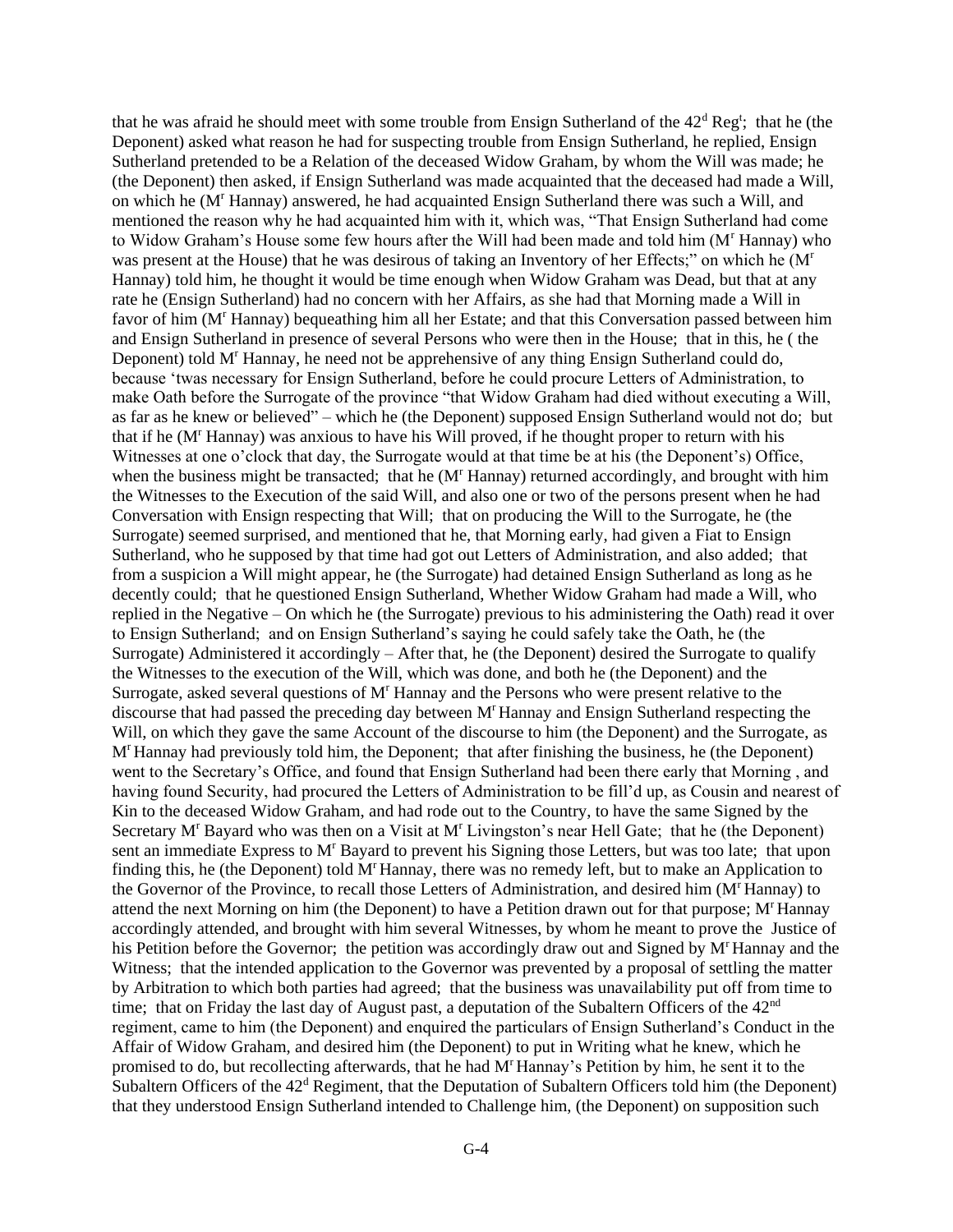that he was afraid he should meet with some trouble from Ensign Sutherland of the 42$^{d}$ Reg$^{t}$; that he (the Deponent) asked what reason he had for suspecting trouble from Ensign Sutherland, he replied, Ensign Sutherland pretended to be a Relation of the deceased Widow Graham, by whom the Will was made; he (the Deponent) then asked, if Ensign Sutherland was made acquainted that the deceased had made a Will, on which he (M$^{r}$ Hannay) answered, he had acquainted Ensign Sutherland there was such a Will, and mentioned the reason why he had acquainted him with it, which was, "That Ensign Sutherland had come to Widow Graham's House some few hours after the Will had been made and told him (M$^{r}$ Hannay) who was present at the House) that he was desirous of taking an Inventory of her Effects;" on which he (M$^{r}$ Hannay) told him, he thought it would be time enough when Widow Graham was Dead, but that at any rate he (Ensign Sutherland) had no concern with her Affairs, as she had that Morning made a Will in favor of him (M$^{r}$ Hannay) bequeathing him all her Estate; and that this Conversation passed between him and Ensign Sutherland in presence of several Persons who were then in the House; that in this, he ( the Deponent) told M$^{r}$ Hannay, he need not be apprehensive of any thing Ensign Sutherland could do, because 'twas necessary for Ensign Sutherland, before he could procure Letters of Administration, to make Oath before the Surrogate of the province "that Widow Graham had died without executing a Will, as far as he knew or believed" – which he (the Deponent) supposed Ensign Sutherland would not do; but that if he (M$^{r}$ Hannay) was anxious to have his Will proved, if he thought proper to return with his Witnesses at one o'clock that day, the Surrogate would at that time be at his (the Deponent's) Office, when the business might be transacted; that he (M$^{r}$ Hannay) returned accordingly, and brought with him the Witnesses to the Execution of the said Will, and also one or two of the persons present when he had Conversation with Ensign respecting that Will; that on producing the Will to the Surrogate, he (the Surrogate) seemed surprised, and mentioned that he, that Morning early, had given a Fiat to Ensign Sutherland, who he supposed by that time had got out Letters of Administration, and also added; that from a suspicion a Will might appear, he (the Surrogate) had detained Ensign Sutherland as long as he decently could; that he questioned Ensign Sutherland, Whether Widow Graham had made a Will, who replied in the Negative – On which he (the Surrogate) previous to his administering the Oath) read it over to Ensign Sutherland; and on Ensign Sutherland's saying he could safely take the Oath, he (the Surrogate) Administered it accordingly – After that, he (the Deponent) desired the Surrogate to qualify the Witnesses to the execution of the Will, which was done, and both he (the Deponent) and the Surrogate, asked several questions of M$^{r}$ Hannay and the Persons who were present relative to the discourse that had passed the preceding day between M$^{r}$ Hannay and Ensign Sutherland respecting the Will, on which they gave the same Account of the discourse to him (the Deponent) and the Surrogate, as M$^{r}$ Hannay had previously told him, the Deponent; that after finishing the business, he (the Deponent) went to the Secretary's Office, and found that Ensign Sutherland had been there early that Morning , and having found Security, had procured the Letters of Administration to be fill'd up, as Cousin and nearest of Kin to the deceased Widow Graham, and had rode out to the Country, to have the same Signed by the Secretary M$^{r}$ Bayard who was then on a Visit at M$^{r}$ Livingston's near Hell Gate; that he (the Deponent) sent an immediate Express to M$^{r}$ Bayard to prevent his Signing those Letters, but was too late; that upon finding this, he (the Deponent) told M$^{r}$ Hannay, there was no remedy left, but to make an Application to the Governor of the Province, to recall those Letters of Administration, and desired him (M$^{r}$ Hannay) to attend the next Morning on him (the Deponent) to have a Petition drawn out for that purpose; M$^{r}$ Hannay accordingly attended, and brought with him several Witnesses, by whom he meant to prove the Justice of his Petition before the Governor; the petition was accordingly draw out and Signed by M$^{r}$ Hannay and the Witness; that the intended application to the Governor was prevented by a proposal of settling the matter by Arbitration to which both parties had agreed; that the business was unavailability put off from time to time; that on Friday the last day of August past, a deputation of the Subaltern Officers of the 42$^{nd}$ regiment, came to him (the Deponent) and enquired the particulars of Ensign Sutherland's Conduct in the Affair of Widow Graham, and desired him (the Deponent) to put in Writing what he knew, which he promised to do, but recollecting afterwards, that he had M$^{r}$ Hannay's Petition by him, he sent it to the Subaltern Officers of the 42$^{d}$ Regiment, that the Deputation of Subaltern Officers told him (the Deponent) that they understood Ensign Sutherland intended to Challenge him, (the Deponent) on supposition such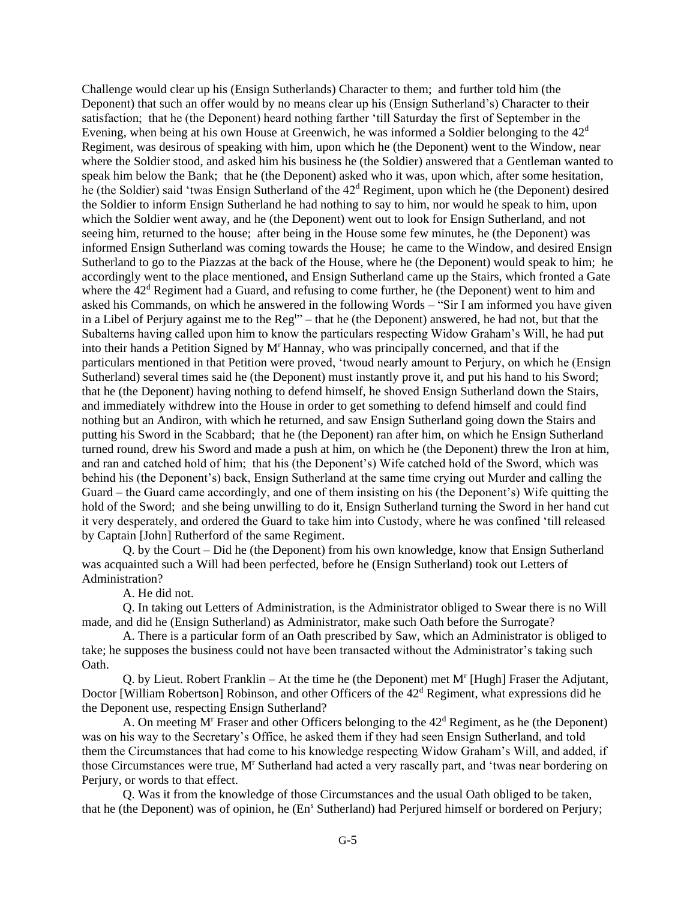Challenge would clear up his (Ensign Sutherlands) Character to them; and further told him (the Deponent) that such an offer would by no means clear up his (Ensign Sutherland's) Character to their satisfaction; that he (the Deponent) heard nothing farther 'till Saturday the first of September in the Evening, when being at his own House at Greenwich, he was informed a Soldier belonging to the 42[d] Regiment, was desirous of speaking with him, upon which he (the Deponent) went to the Window, near where the Soldier stood, and asked him his business he (the Soldier) answered that a Gentleman wanted to speak him below the Bank; that he (the Deponent) asked who it was, upon which, after some hesitation, he (the Soldier) said 'twas Ensign Sutherland of the 42[d] Regiment, upon which he (the Deponent) desired the Soldier to inform Ensign Sutherland he had nothing to say to him, nor would he speak to him, upon which the Soldier went away, and he (the Deponent) went out to look for Ensign Sutherland, and not seeing him, returned to the house; after being in the House some few minutes, he (the Deponent) was informed Ensign Sutherland was coming towards the House; he came to the Window, and desired Ensign Sutherland to go to the Piazzas at the back of the House, where he (the Deponent) would speak to him; he accordingly went to the place mentioned, and Ensign Sutherland came up the Stairs, which fronted a Gate where the 42[d] Regiment had a Guard, and refusing to come further, he (the Deponent) went to him and asked his Commands, on which he answered in the following Words – "Sir I am informed you have given in a Libel of Perjury against me to the Reg[t]" – that he (the Deponent) answered, he had not, but that the Subalterns having called upon him to know the particulars respecting Widow Graham's Will, he had put into their hands a Petition Signed by M[r] Hannay, who was principally concerned, and that if the particulars mentioned in that Petition were proved, 'twoud nearly amount to Perjury, on which he (Ensign Sutherland) several times said he (the Deponent) must instantly prove it, and put his hand to his Sword; that he (the Deponent) having nothing to defend himself, he shoved Ensign Sutherland down the Stairs, and immediately withdrew into the House in order to get something to defend himself and could find nothing but an Andiron, with which he returned, and saw Ensign Sutherland going down the Stairs and putting his Sword in the Scabbard; that he (the Deponent) ran after him, on which he Ensign Sutherland turned round, drew his Sword and made a push at him, on which he (the Deponent) threw the Iron at him, and ran and catched hold of him; that his (the Deponent's) Wife catched hold of the Sword, which was behind his (the Deponent's) back, Ensign Sutherland at the same time crying out Murder and calling the Guard – the Guard came accordingly, and one of them insisting on his (the Deponent's) Wife quitting the hold of the Sword; and she being unwilling to do it, Ensign Sutherland turning the Sword in her hand cut it very desperately, and ordered the Guard to take him into Custody, where he was confined 'till released by Captain [John] Rutherford of the same Regiment.

Q. by the Court – Did he (the Deponent) from his own knowledge, know that Ensign Sutherland was acquainted such a Will had been perfected, before he (Ensign Sutherland) took out Letters of Administration?

A. He did not.

Q. In taking out Letters of Administration, is the Administrator obliged to Swear there is no Will made, and did he (Ensign Sutherland) as Administrator, make such Oath before the Surrogate?

A. There is a particular form of an Oath prescribed by Saw, which an Administrator is obliged to take; he supposes the business could not have been transacted without the Administrator's taking such Oath.

Q. by Lieut. Robert Franklin – At the time he (the Deponent) met M[r] [Hugh] Fraser the Adjutant, Doctor [William Robertson] Robinson, and other Officers of the 42[d] Regiment, what expressions did he the Deponent use, respecting Ensign Sutherland?

A. On meeting M[r] Fraser and other Officers belonging to the 42[d] Regiment, as he (the Deponent) was on his way to the Secretary's Office, he asked them if they had seen Ensign Sutherland, and told them the Circumstances that had come to his knowledge respecting Widow Graham's Will, and added, if those Circumstances were true, M[r] Sutherland had acted a very rascally part, and 'twas near bordering on Perjury, or words to that effect.

Q. Was it from the knowledge of those Circumstances and the usual Oath obliged to be taken, that he (the Deponent) was of opinion, he (En[s] Sutherland) had Perjured himself or bordered on Perjury;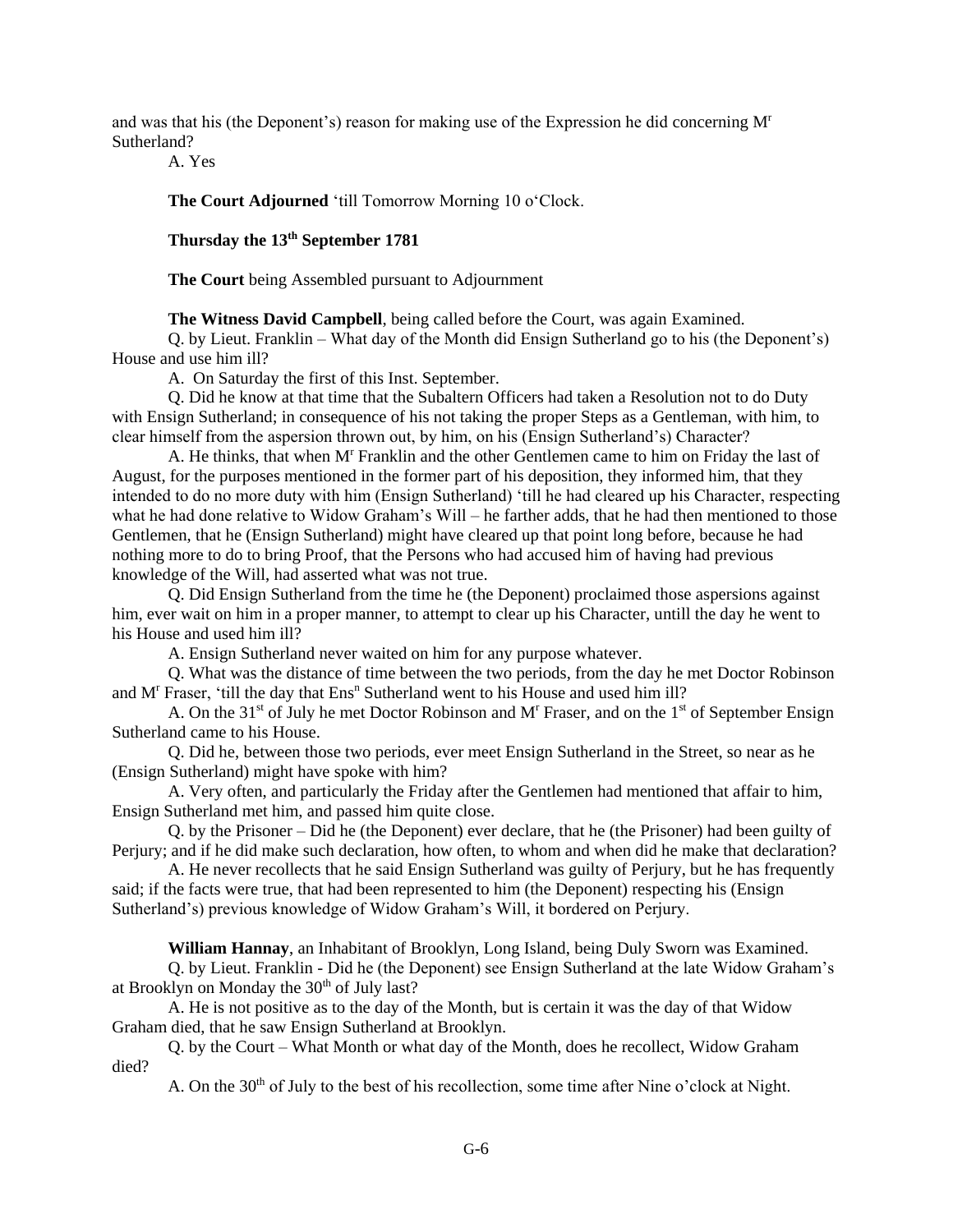and was that his (the Deponent's) reason for making use of the Expression he did concerning Mr Sutherland?

A. Yes

**The Court Adjourned** 'till Tomorrow Morning 10 o'Clock.

**Thursday the 13th September 1781**

**The Court** being Assembled pursuant to Adjournment

**The Witness David Campbell**, being called before the Court, was again Examined.

Q. by Lieut. Franklin – What day of the Month did Ensign Sutherland go to his (the Deponent's) House and use him ill?

A. On Saturday the first of this Inst. September.

Q. Did he know at that time that the Subaltern Officers had taken a Resolution not to do Duty with Ensign Sutherland; in consequence of his not taking the proper Steps as a Gentleman, with him, to clear himself from the aspersion thrown out, by him, on his (Ensign Sutherland's) Character?

A. He thinks, that when Mr Franklin and the other Gentlemen came to him on Friday the last of August, for the purposes mentioned in the former part of his deposition, they informed him, that they intended to do no more duty with him (Ensign Sutherland) 'till he had cleared up his Character, respecting what he had done relative to Widow Graham's Will – he farther adds, that he had then mentioned to those Gentlemen, that he (Ensign Sutherland) might have cleared up that point long before, because he had nothing more to do to bring Proof, that the Persons who had accused him of having had previous knowledge of the Will, had asserted what was not true.

Q. Did Ensign Sutherland from the time he (the Deponent) proclaimed those aspersions against him, ever wait on him in a proper manner, to attempt to clear up his Character, untill the day he went to his House and used him ill?

A. Ensign Sutherland never waited on him for any purpose whatever.

Q. What was the distance of time between the two periods, from the day he met Doctor Robinson and Mr Fraser, 'till the day that Ensn Sutherland went to his House and used him ill?

A. On the 31st of July he met Doctor Robinson and Mr Fraser, and on the 1st of September Ensign Sutherland came to his House.

Q. Did he, between those two periods, ever meet Ensign Sutherland in the Street, so near as he (Ensign Sutherland) might have spoke with him?

A. Very often, and particularly the Friday after the Gentlemen had mentioned that affair to him, Ensign Sutherland met him, and passed him quite close.

Q. by the Prisoner – Did he (the Deponent) ever declare, that he (the Prisoner) had been guilty of Perjury; and if he did make such declaration, how often, to whom and when did he make that declaration?

A. He never recollects that he said Ensign Sutherland was guilty of Perjury, but he has frequently said; if the facts were true, that had been represented to him (the Deponent) respecting his (Ensign Sutherland's) previous knowledge of Widow Graham's Will, it bordered on Perjury.

**William Hannay**, an Inhabitant of Brooklyn, Long Island, being Duly Sworn was Examined.

Q. by Lieut. Franklin - Did he (the Deponent) see Ensign Sutherland at the late Widow Graham's at Brooklyn on Monday the 30th of July last?

A. He is not positive as to the day of the Month, but is certain it was the day of that Widow Graham died, that he saw Ensign Sutherland at Brooklyn.

Q. by the Court – What Month or what day of the Month, does he recollect, Widow Graham died?

A. On the 30th of July to the best of his recollection, some time after Nine o'clock at Night.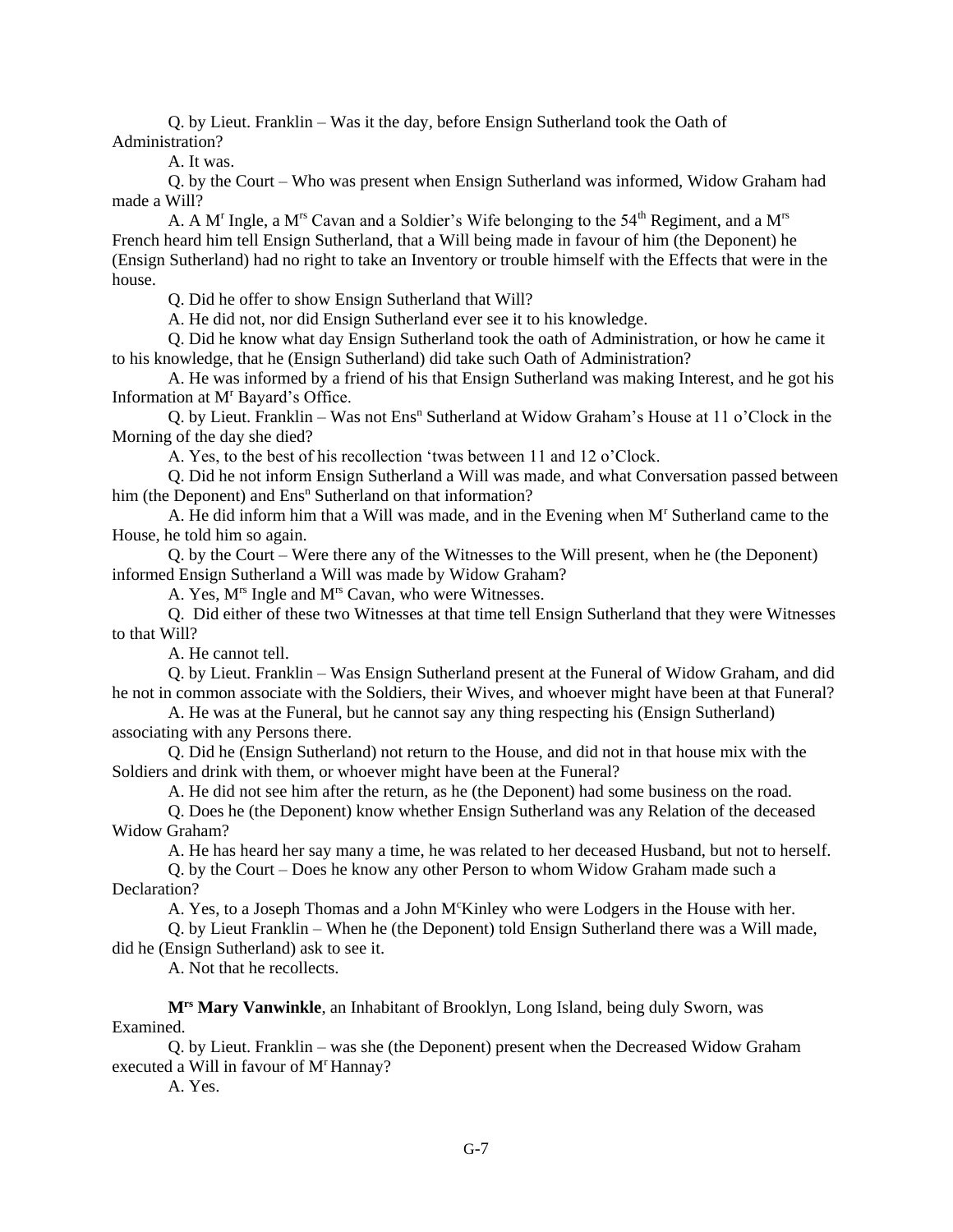Q. by Lieut. Franklin – Was it the day, before Ensign Sutherland took the Oath of Administration?

A. It was.

Q. by the Court – Who was present when Ensign Sutherland was informed, Widow Graham had made a Will?

A. A M$^{r}$ Ingle, a M$^{rs}$ Cavan and a Soldier's Wife belonging to the 54$^{th}$ Regiment, and a M$^{rs}$ French heard him tell Ensign Sutherland, that a Will being made in favour of him (the Deponent) he (Ensign Sutherland) had no right to take an Inventory or trouble himself with the Effects that were in the house.

Q. Did he offer to show Ensign Sutherland that Will?

A. He did not, nor did Ensign Sutherland ever see it to his knowledge.

Q. Did he know what day Ensign Sutherland took the oath of Administration, or how he came it to his knowledge, that he (Ensign Sutherland) did take such Oath of Administration?

A. He was informed by a friend of his that Ensign Sutherland was making Interest, and he got his Information at M$^{r}$ Bayard's Office.

Q. by Lieut. Franklin – Was not Ens$^{n}$ Sutherland at Widow Graham's House at 11 o'Clock in the Morning of the day she died?

A. Yes, to the best of his recollection 'twas between 11 and 12 o'Clock.

Q. Did he not inform Ensign Sutherland a Will was made, and what Conversation passed between him (the Deponent) and Ens$^{n}$ Sutherland on that information?

A. He did inform him that a Will was made, and in the Evening when M$^{r}$ Sutherland came to the House, he told him so again.

Q. by the Court – Were there any of the Witnesses to the Will present, when he (the Deponent) informed Ensign Sutherland a Will was made by Widow Graham?

A. Yes, M$^{rs}$ Ingle and M$^{rs}$ Cavan, who were Witnesses.

Q. Did either of these two Witnesses at that time tell Ensign Sutherland that they were Witnesses to that Will?

A. He cannot tell.

Q. by Lieut. Franklin – Was Ensign Sutherland present at the Funeral of Widow Graham, and did he not in common associate with the Soldiers, their Wives, and whoever might have been at that Funeral?

A. He was at the Funeral, but he cannot say any thing respecting his (Ensign Sutherland) associating with any Persons there.

Q. Did he (Ensign Sutherland) not return to the House, and did not in that house mix with the Soldiers and drink with them, or whoever might have been at the Funeral?

A. He did not see him after the return, as he (the Deponent) had some business on the road.

Q. Does he (the Deponent) know whether Ensign Sutherland was any Relation of the deceased Widow Graham?

A. He has heard her say many a time, he was related to her deceased Husband, but not to herself.

Q. by the Court – Does he know any other Person to whom Widow Graham made such a Declaration?

A. Yes, to a Joseph Thomas and a John M$^{c}$Kinley who were Lodgers in the House with her.

Q. by Lieut Franklin – When he (the Deponent) told Ensign Sutherland there was a Will made, did he (Ensign Sutherland) ask to see it.

A. Not that he recollects.

**M$^{rs}$ Mary Vanwinkle**, an Inhabitant of Brooklyn, Long Island, being duly Sworn, was Examined.

Q. by Lieut. Franklin – was she (the Deponent) present when the Decreased Widow Graham executed a Will in favour of M$^{r}$ Hannay?

A. Yes.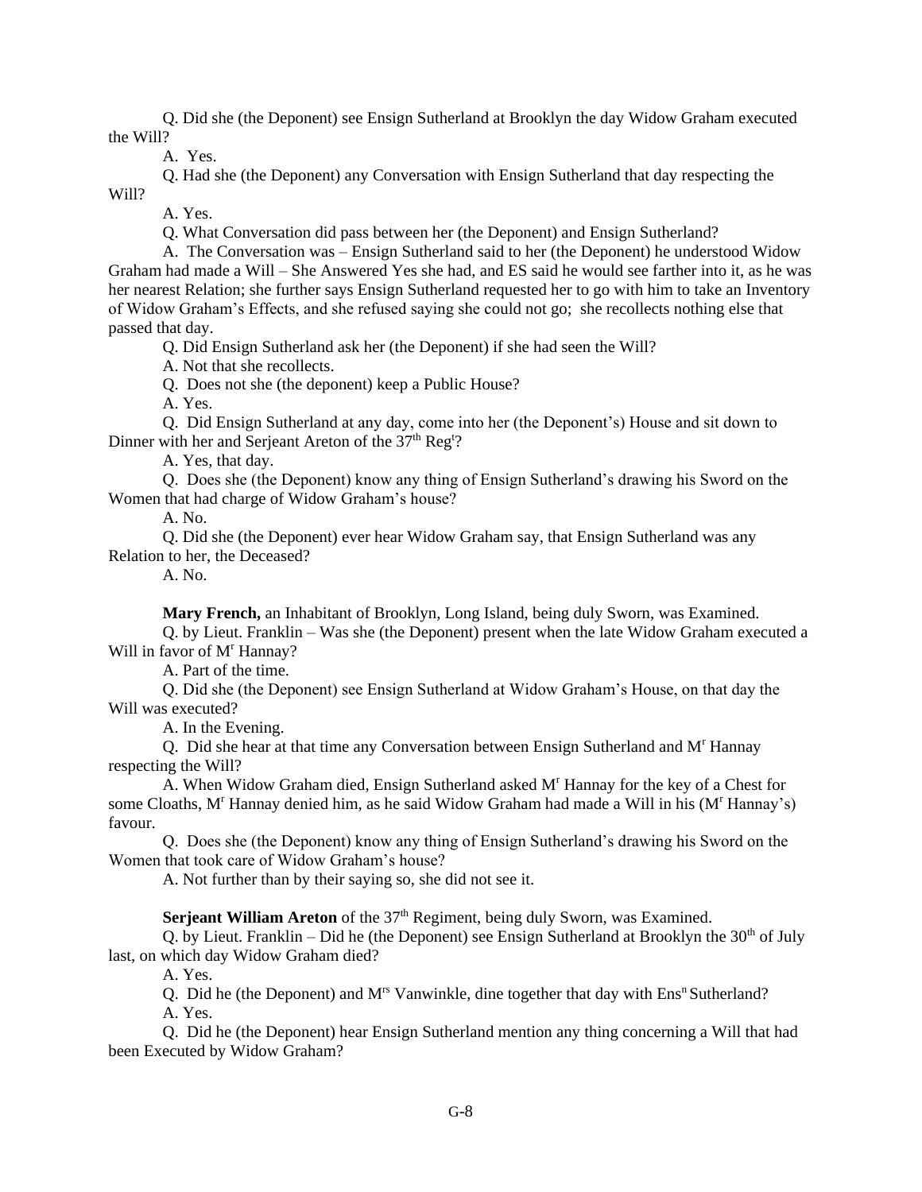Q. Did she (the Deponent) see Ensign Sutherland at Brooklyn the day Widow Graham executed the Will?

A. Yes.

Q. Had she (the Deponent) any Conversation with Ensign Sutherland that day respecting the Will?

A. Yes.

Q. What Conversation did pass between her (the Deponent) and Ensign Sutherland?

A. The Conversation was – Ensign Sutherland said to her (the Deponent) he understood Widow Graham had made a Will – She Answered Yes she had, and ES said he would see farther into it, as he was her nearest Relation; she further says Ensign Sutherland requested her to go with him to take an Inventory of Widow Graham's Effects, and she refused saying she could not go; she recollects nothing else that passed that day.

Q. Did Ensign Sutherland ask her (the Deponent) if she had seen the Will?

A. Not that she recollects.

Q. Does not she (the deponent) keep a Public House?

A. Yes.

Q. Did Ensign Sutherland at any day, come into her (the Deponent's) House and sit down to Dinner with her and Serjeant Areton of the 37th Regt?

A. Yes, that day.

Q. Does she (the Deponent) know any thing of Ensign Sutherland's drawing his Sword on the Women that had charge of Widow Graham's house?

A. No.

Q. Did she (the Deponent) ever hear Widow Graham say, that Ensign Sutherland was any Relation to her, the Deceased?

A. No.

**Mary French,** an Inhabitant of Brooklyn, Long Island, being duly Sworn, was Examined.

Q. by Lieut. Franklin – Was she (the Deponent) present when the late Widow Graham executed a Will in favor of Mr Hannay?

A. Part of the time.

Q. Did she (the Deponent) see Ensign Sutherland at Widow Graham's House, on that day the Will was executed?

A. In the Evening.

Q. Did she hear at that time any Conversation between Ensign Sutherland and Mr Hannay respecting the Will?

A. When Widow Graham died, Ensign Sutherland asked Mr Hannay for the key of a Chest for some Cloaths, Mr Hannay denied him, as he said Widow Graham had made a Will in his (Mr Hannay's) favour.

Q. Does she (the Deponent) know any thing of Ensign Sutherland's drawing his Sword on the Women that took care of Widow Graham's house?

A. Not further than by their saying so, she did not see it.

**Serjeant William Areton** of the 37th Regiment, being duly Sworn, was Examined.

Q. by Lieut. Franklin – Did he (the Deponent) see Ensign Sutherland at Brooklyn the 30th of July last, on which day Widow Graham died?

A. Yes.

Q. Did he (the Deponent) and Mrs Vanwinkle, dine together that day with Ensn Sutherland?

A. Yes.

Q. Did he (the Deponent) hear Ensign Sutherland mention any thing concerning a Will that had been Executed by Widow Graham?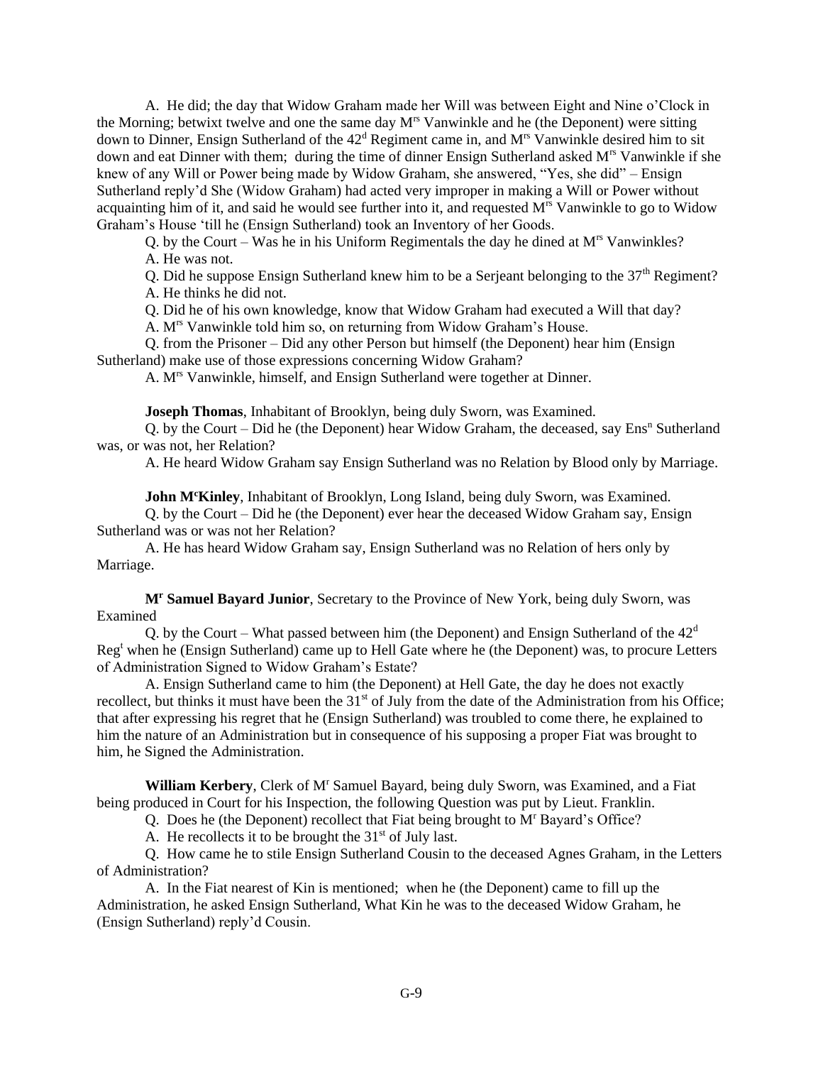A. He did; the day that Widow Graham made her Will was between Eight and Nine o'Clock in the Morning; betwixt twelve and one the same day M[rs] Vanwinkle and he (the Deponent) were sitting down to Dinner, Ensign Sutherland of the 42[d] Regiment came in, and M[rs] Vanwinkle desired him to sit down and eat Dinner with them; during the time of dinner Ensign Sutherland asked M[rs] Vanwinkle if she knew of any Will or Power being made by Widow Graham, she answered, "Yes, she did" – Ensign Sutherland reply'd She (Widow Graham) had acted very improper in making a Will or Power without acquainting him of it, and said he would see further into it, and requested M[rs] Vanwinkle to go to Widow Graham's House 'till he (Ensign Sutherland) took an Inventory of her Goods.

Q. by the Court – Was he in his Uniform Regimentals the day he dined at M[rs] Vanwinkles?

A. He was not.

Q. Did he suppose Ensign Sutherland knew him to be a Serjeant belonging to the 37[th] Regiment?

A. He thinks he did not.

Q. Did he of his own knowledge, know that Widow Graham had executed a Will that day?

A. M[rs] Vanwinkle told him so, on returning from Widow Graham's House.

Q. from the Prisoner – Did any other Person but himself (the Deponent) hear him (Ensign Sutherland) make use of those expressions concerning Widow Graham?

A. M[rs] Vanwinkle, himself, and Ensign Sutherland were together at Dinner.

**Joseph Thomas**, Inhabitant of Brooklyn, being duly Sworn, was Examined.

Q. by the Court – Did he (the Deponent) hear Widow Graham, the deceased, say Ens[n] Sutherland was, or was not, her Relation?

A. He heard Widow Graham say Ensign Sutherland was no Relation by Blood only by Marriage.

**John M[c]Kinley**, Inhabitant of Brooklyn, Long Island, being duly Sworn, was Examined.

Q. by the Court – Did he (the Deponent) ever hear the deceased Widow Graham say, Ensign Sutherland was or was not her Relation?

A. He has heard Widow Graham say, Ensign Sutherland was no Relation of hers only by Marriage.

**M[r] Samuel Bayard Junior**, Secretary to the Province of New York, being duly Sworn, was Examined

Q. by the Court – What passed between him (the Deponent) and Ensign Sutherland of the 42[d] Reg[t] when he (Ensign Sutherland) came up to Hell Gate where he (the Deponent) was, to procure Letters of Administration Signed to Widow Graham's Estate?

A. Ensign Sutherland came to him (the Deponent) at Hell Gate, the day he does not exactly recollect, but thinks it must have been the 31[st] of July from the date of the Administration from his Office; that after expressing his regret that he (Ensign Sutherland) was troubled to come there, he explained to him the nature of an Administration but in consequence of his supposing a proper Fiat was brought to him, he Signed the Administration.

**William Kerbery**, Clerk of M[r] Samuel Bayard, being duly Sworn, was Examined, and a Fiat being produced in Court for his Inspection, the following Question was put by Lieut. Franklin.

Q. Does he (the Deponent) recollect that Fiat being brought to M[r] Bayard's Office?

A. He recollects it to be brought the 31[st] of July last.

Q. How came he to stile Ensign Sutherland Cousin to the deceased Agnes Graham, in the Letters of Administration?

A. In the Fiat nearest of Kin is mentioned; when he (the Deponent) came to fill up the Administration, he asked Ensign Sutherland, What Kin he was to the deceased Widow Graham, he (Ensign Sutherland) reply'd Cousin.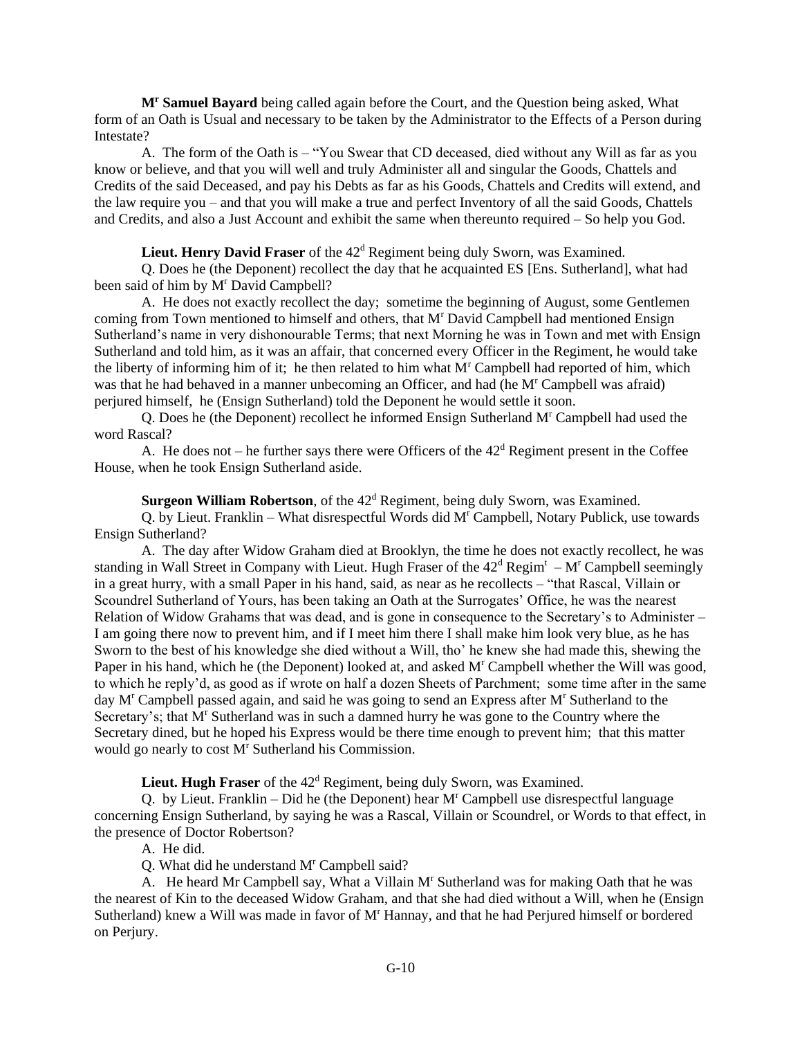**M^r Samuel Bayard** being called again before the Court, and the Question being asked, What form of an Oath is Usual and necessary to be taken by the Administrator to the Effects of a Person during Intestate?

A. The form of the Oath is – "You Swear that CD deceased, died without any Will as far as you know or believe, and that you will well and truly Administer all and singular the Goods, Chattels and Credits of the said Deceased, and pay his Debts as far as his Goods, Chattels and Credits will extend, and the law require you – and that you will make a true and perfect Inventory of all the said Goods, Chattels and Credits, and also a Just Account and exhibit the same when thereunto required – So help you God.

**Lieut. Henry David Fraser** of the 42^d Regiment being duly Sworn, was Examined.

Q. Does he (the Deponent) recollect the day that he acquainted ES [Ens. Sutherland], what had been said of him by M^r David Campbell?

A. He does not exactly recollect the day; sometime the beginning of August, some Gentlemen coming from Town mentioned to himself and others, that M^r David Campbell had mentioned Ensign Sutherland's name in very dishonourable Terms; that next Morning he was in Town and met with Ensign Sutherland and told him, as it was an affair, that concerned every Officer in the Regiment, he would take the liberty of informing him of it; he then related to him what M^r Campbell had reported of him, which was that he had behaved in a manner unbecoming an Officer, and had (he M^r Campbell was afraid) perjured himself, he (Ensign Sutherland) told the Deponent he would settle it soon.

Q. Does he (the Deponent) recollect he informed Ensign Sutherland M^r Campbell had used the word Rascal?

A. He does not – he further says there were Officers of the 42^d Regiment present in the Coffee House, when he took Ensign Sutherland aside.

**Surgeon William Robertson**, of the 42^d Regiment, being duly Sworn, was Examined.

Q. by Lieut. Franklin – What disrespectful Words did M^r Campbell, Notary Publick, use towards Ensign Sutherland?

A. The day after Widow Graham died at Brooklyn, the time he does not exactly recollect, he was standing in Wall Street in Company with Lieut. Hugh Fraser of the 42^d Regim^t – M^r Campbell seemingly in a great hurry, with a small Paper in his hand, said, as near as he recollects – "that Rascal, Villain or Scoundrel Sutherland of Yours, has been taking an Oath at the Surrogates' Office, he was the nearest Relation of Widow Grahams that was dead, and is gone in consequence to the Secretary's to Administer – I am going there now to prevent him, and if I meet him there I shall make him look very blue, as he has Sworn to the best of his knowledge she died without a Will, tho' he knew she had made this, shewing the Paper in his hand, which he (the Deponent) looked at, and asked M^r Campbell whether the Will was good, to which he reply'd, as good as if wrote on half a dozen Sheets of Parchment; some time after in the same day M^r Campbell passed again, and said he was going to send an Express after M^r Sutherland to the Secretary's; that M^r Sutherland was in such a damned hurry he was gone to the Country where the Secretary dined, but he hoped his Express would be there time enough to prevent him; that this matter would go nearly to cost M^r Sutherland his Commission.

**Lieut. Hugh Fraser** of the 42^d Regiment, being duly Sworn, was Examined.

Q. by Lieut. Franklin – Did he (the Deponent) hear M^r Campbell use disrespectful language concerning Ensign Sutherland, by saying he was a Rascal, Villain or Scoundrel, or Words to that effect, in the presence of Doctor Robertson?

A. He did.

Q. What did he understand M^r Campbell said?

A. He heard Mr Campbell say, What a Villain M^r Sutherland was for making Oath that he was the nearest of Kin to the deceased Widow Graham, and that she had died without a Will, when he (Ensign Sutherland) knew a Will was made in favor of M^r Hannay, and that he had Perjured himself or bordered on Perjury.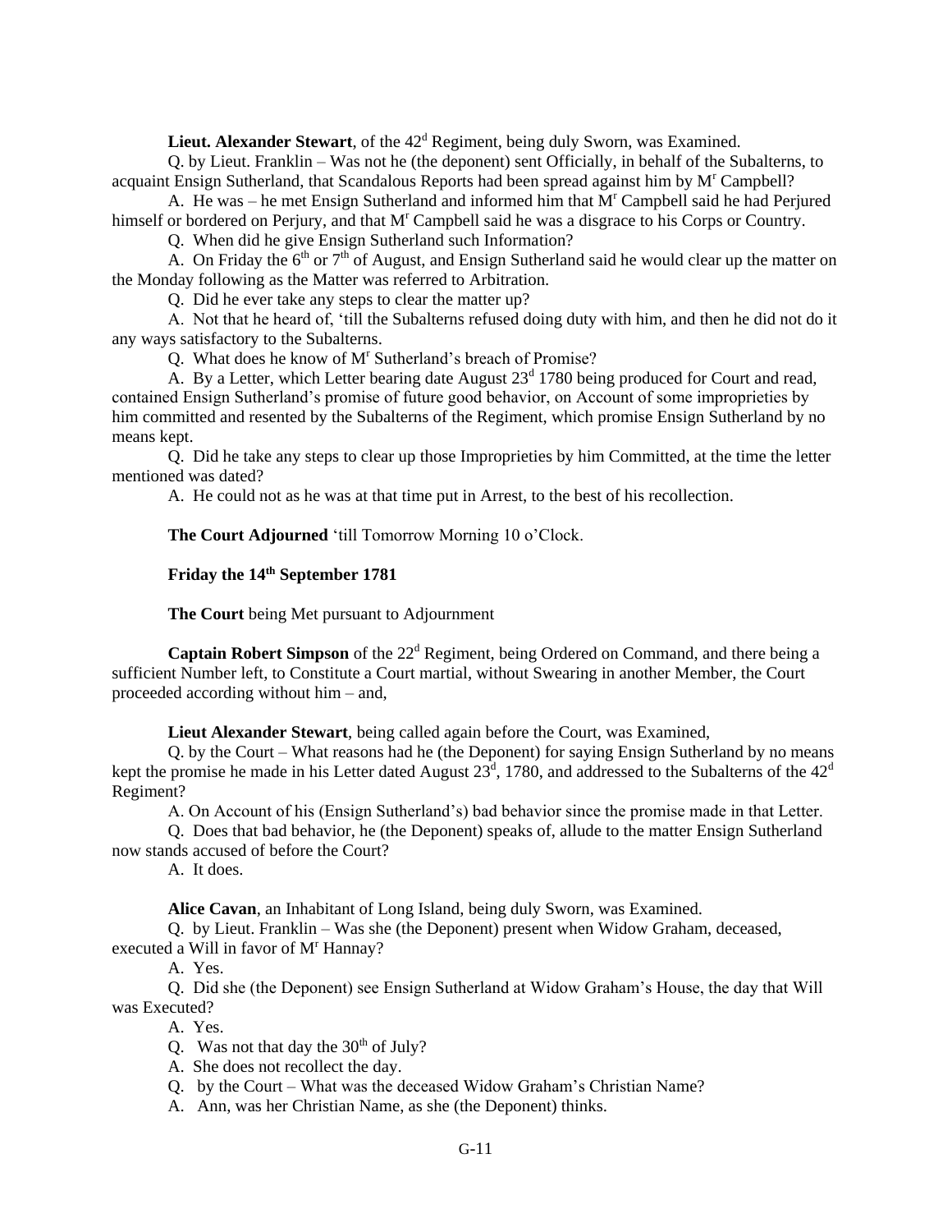**Lieut. Alexander Stewart**, of the 42d Regiment, being duly Sworn, was Examined.

Q. by Lieut. Franklin – Was not he (the deponent) sent Officially, in behalf of the Subalterns, to acquaint Ensign Sutherland, that Scandalous Reports had been spread against him by Mr Campbell?

A. He was – he met Ensign Sutherland and informed him that Mr Campbell said he had Perjured himself or bordered on Perjury, and that Mr Campbell said he was a disgrace to his Corps or Country.

Q. When did he give Ensign Sutherland such Information?

A. On Friday the 6th or 7th of August, and Ensign Sutherland said he would clear up the matter on the Monday following as the Matter was referred to Arbitration.

Q. Did he ever take any steps to clear the matter up?

A. Not that he heard of, 'till the Subalterns refused doing duty with him, and then he did not do it any ways satisfactory to the Subalterns.

Q. What does he know of Mr Sutherland's breach of Promise?

A. By a Letter, which Letter bearing date August 23d 1780 being produced for Court and read, contained Ensign Sutherland's promise of future good behavior, on Account of some improprieties by him committed and resented by the Subalterns of the Regiment, which promise Ensign Sutherland by no means kept.

Q. Did he take any steps to clear up those Improprieties by him Committed, at the time the letter mentioned was dated?

A. He could not as he was at that time put in Arrest, to the best of his recollection.

**The Court Adjourned** 'till Tomorrow Morning 10 o'Clock.

**Friday the 14th September 1781**

**The Court** being Met pursuant to Adjournment

**Captain Robert Simpson** of the 22d Regiment, being Ordered on Command, and there being a sufficient Number left, to Constitute a Court martial, without Swearing in another Member, the Court proceeded according without him – and,

**Lieut Alexander Stewart**, being called again before the Court, was Examined,

Q. by the Court – What reasons had he (the Deponent) for saying Ensign Sutherland by no means kept the promise he made in his Letter dated August 23d, 1780, and addressed to the Subalterns of the 42d Regiment?

A. On Account of his (Ensign Sutherland's) bad behavior since the promise made in that Letter.

Q. Does that bad behavior, he (the Deponent) speaks of, allude to the matter Ensign Sutherland now stands accused of before the Court?

A. It does.

**Alice Cavan**, an Inhabitant of Long Island, being duly Sworn, was Examined.

Q. by Lieut. Franklin – Was she (the Deponent) present when Widow Graham, deceased, executed a Will in favor of Mr Hannay?

A. Yes.

Q. Did she (the Deponent) see Ensign Sutherland at Widow Graham's House, the day that Will was Executed?

A. Yes.

Q. Was not that day the 30th of July?

A. She does not recollect the day.

Q. by the Court – What was the deceased Widow Graham's Christian Name?

A. Ann, was her Christian Name, as she (the Deponent) thinks.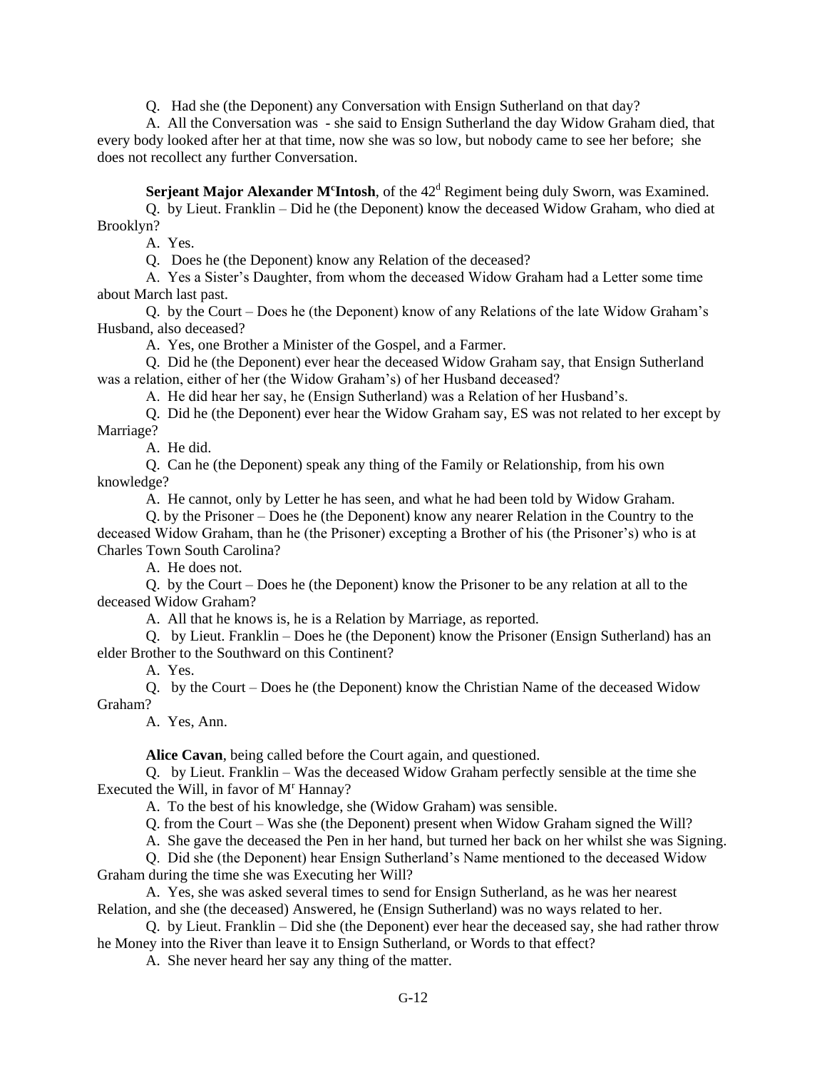Q. Had she (the Deponent) any Conversation with Ensign Sutherland on that day?

A. All the Conversation was - she said to Ensign Sutherland the day Widow Graham died, that every body looked after her at that time, now she was so low, but nobody came to see her before; she does not recollect any further Conversation.

**Serjeant Major Alexander M^c^Intosh**, of the 42^d^ Regiment being duly Sworn, was Examined.

Q. by Lieut. Franklin – Did he (the Deponent) know the deceased Widow Graham, who died at Brooklyn?

A. Yes.

Q. Does he (the Deponent) know any Relation of the deceased?

A. Yes a Sister's Daughter, from whom the deceased Widow Graham had a Letter some time about March last past.

Q. by the Court – Does he (the Deponent) know of any Relations of the late Widow Graham's Husband, also deceased?

A. Yes, one Brother a Minister of the Gospel, and a Farmer.

Q. Did he (the Deponent) ever hear the deceased Widow Graham say, that Ensign Sutherland was a relation, either of her (the Widow Graham's) of her Husband deceased?

A. He did hear her say, he (Ensign Sutherland) was a Relation of her Husband's.

Q. Did he (the Deponent) ever hear the Widow Graham say, ES was not related to her except by Marriage?

A. He did.

Q. Can he (the Deponent) speak any thing of the Family or Relationship, from his own knowledge?

A. He cannot, only by Letter he has seen, and what he had been told by Widow Graham.

Q. by the Prisoner – Does he (the Deponent) know any nearer Relation in the Country to the deceased Widow Graham, than he (the Prisoner) excepting a Brother of his (the Prisoner's) who is at Charles Town South Carolina?

A. He does not.

Q. by the Court – Does he (the Deponent) know the Prisoner to be any relation at all to the deceased Widow Graham?

A. All that he knows is, he is a Relation by Marriage, as reported.

Q. by Lieut. Franklin – Does he (the Deponent) know the Prisoner (Ensign Sutherland) has an elder Brother to the Southward on this Continent?

A. Yes.

Q. by the Court – Does he (the Deponent) know the Christian Name of the deceased Widow Graham?

A. Yes, Ann.

**Alice Cavan**, being called before the Court again, and questioned.

Q. by Lieut. Franklin – Was the deceased Widow Graham perfectly sensible at the time she Executed the Will, in favor of M^r^ Hannay?

A. To the best of his knowledge, she (Widow Graham) was sensible.

Q. from the Court – Was she (the Deponent) present when Widow Graham signed the Will?

A. She gave the deceased the Pen in her hand, but turned her back on her whilst she was Signing.

Q. Did she (the Deponent) hear Ensign Sutherland's Name mentioned to the deceased Widow Graham during the time she was Executing her Will?

A. Yes, she was asked several times to send for Ensign Sutherland, as he was her nearest Relation, and she (the deceased) Answered, he (Ensign Sutherland) was no ways related to her.

Q. by Lieut. Franklin – Did she (the Deponent) ever hear the deceased say, she had rather throw he Money into the River than leave it to Ensign Sutherland, or Words to that effect?

A. She never heard her say any thing of the matter.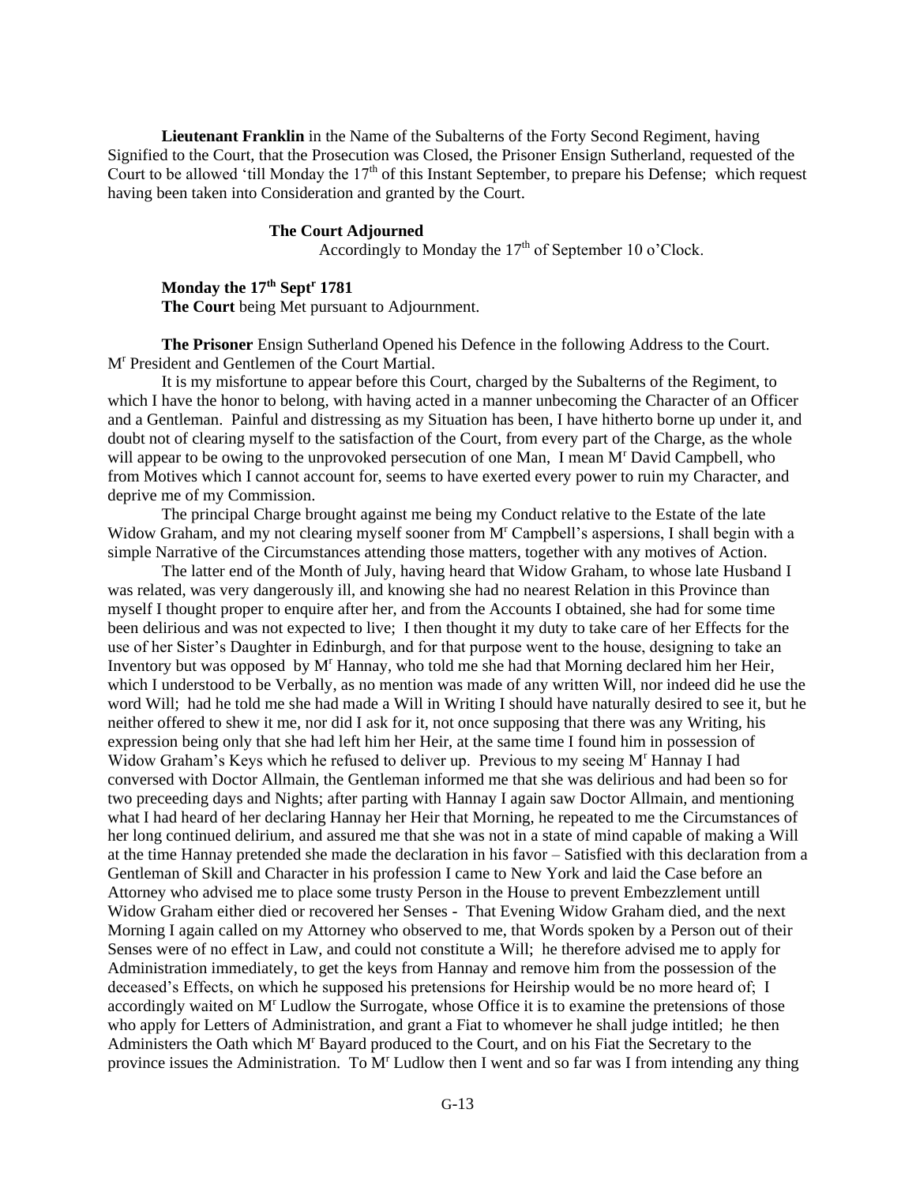**Lieutenant Franklin** in the Name of the Subalterns of the Forty Second Regiment, having Signified to the Court, that the Prosecution was Closed, the Prisoner Ensign Sutherland, requested of the Court to be allowed 'till Monday the 17th of this Instant September, to prepare his Defense; which request having been taken into Consideration and granted by the Court.

**The Court Adjourned**
Accordingly to Monday the 17th of September 10 o'Clock.

**Monday the 17th Sept^r 1781**
**The Court** being Met pursuant to Adjournment.

**The Prisoner** Ensign Sutherland Opened his Defence in the following Address to the Court.
M^r President and Gentlemen of the Court Martial.

It is my misfortune to appear before this Court, charged by the Subalterns of the Regiment, to which I have the honor to belong, with having acted in a manner unbecoming the Character of an Officer and a Gentleman. Painful and distressing as my Situation has been, I have hitherto borne up under it, and doubt not of clearing myself to the satisfaction of the Court, from every part of the Charge, as the whole will appear to be owing to the unprovoked persecution of one Man, I mean M^r David Campbell, who from Motives which I cannot account for, seems to have exerted every power to ruin my Character, and deprive me of my Commission.

The principal Charge brought against me being my Conduct relative to the Estate of the late Widow Graham, and my not clearing myself sooner from M^r Campbell's aspersions, I shall begin with a simple Narrative of the Circumstances attending those matters, together with any motives of Action.

The latter end of the Month of July, having heard that Widow Graham, to whose late Husband I was related, was very dangerously ill, and knowing she had no nearest Relation in this Province than myself I thought proper to enquire after her, and from the Accounts I obtained, she had for some time been delirious and was not expected to live; I then thought it my duty to take care of her Effects for the use of her Sister's Daughter in Edinburgh, and for that purpose went to the house, designing to take an Inventory but was opposed by M^r Hannay, who told me she had that Morning declared him her Heir, which I understood to be Verbally, as no mention was made of any written Will, nor indeed did he use the word Will; had he told me she had made a Will in Writing I should have naturally desired to see it, but he neither offered to shew it me, nor did I ask for it, not once supposing that there was any Writing, his expression being only that she had left him her Heir, at the same time I found him in possession of Widow Graham's Keys which he refused to deliver up. Previous to my seeing M^r Hannay I had conversed with Doctor Allmain, the Gentleman informed me that she was delirious and had been so for two preceeding days and Nights; after parting with Hannay I again saw Doctor Allmain, and mentioning what I had heard of her declaring Hannay her Heir that Morning, he repeated to me the Circumstances of her long continued delirium, and assured me that she was not in a state of mind capable of making a Will at the time Hannay pretended she made the declaration in his favor – Satisfied with this declaration from a Gentleman of Skill and Character in his profession I came to New York and laid the Case before an Attorney who advised me to place some trusty Person in the House to prevent Embezzlement untill Widow Graham either died or recovered her Senses - That Evening Widow Graham died, and the next Morning I again called on my Attorney who observed to me, that Words spoken by a Person out of their Senses were of no effect in Law, and could not constitute a Will; he therefore advised me to apply for Administration immediately, to get the keys from Hannay and remove him from the possession of the deceased's Effects, on which he supposed his pretensions for Heirship would be no more heard of; I accordingly waited on M^r Ludlow the Surrogate, whose Office it is to examine the pretensions of those who apply for Letters of Administration, and grant a Fiat to whomever he shall judge intitled; he then Administers the Oath which M^r Bayard produced to the Court, and on his Fiat the Secretary to the province issues the Administration. To M^r Ludlow then I went and so far was I from intending any thing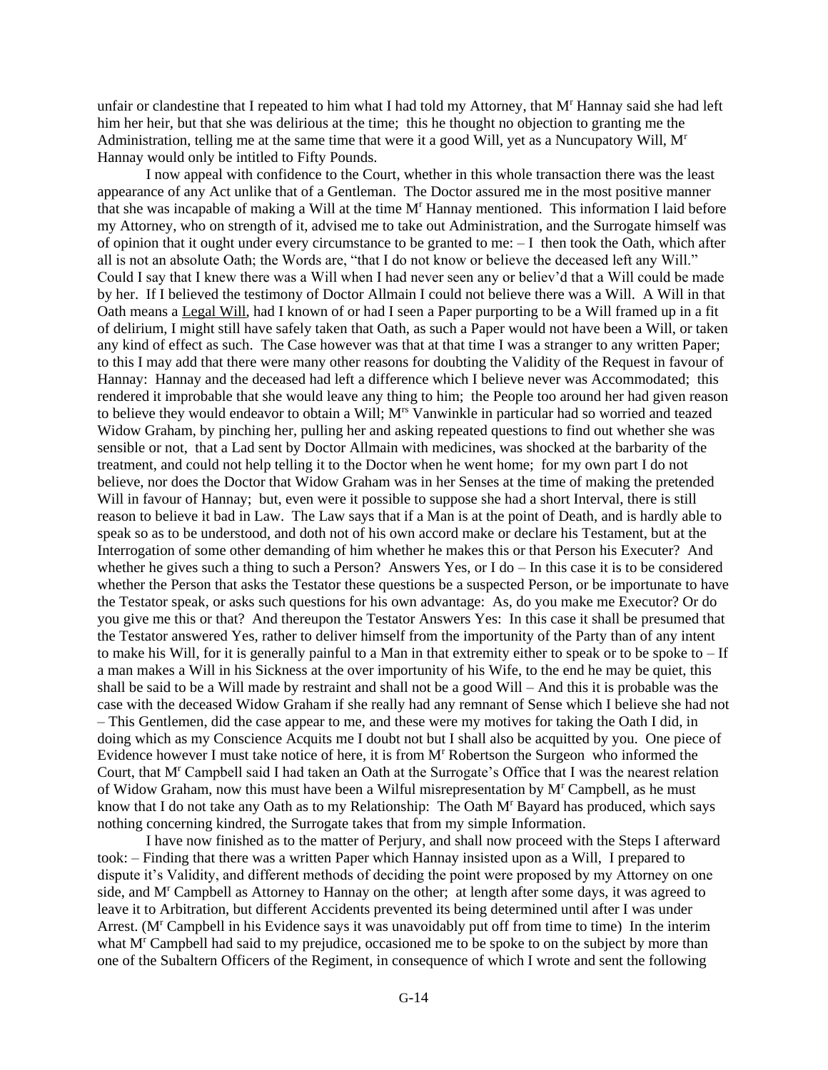unfair or clandestine that I repeated to him what I had told my Attorney, that Mr Hannay said she had left him her heir, but that she was delirious at the time; this he thought no objection to granting me the Administration, telling me at the same time that were it a good Will, yet as a Nuncupatory Will, Mr Hannay would only be intitled to Fifty Pounds.

I now appeal with confidence to the Court, whether in this whole transaction there was the least appearance of any Act unlike that of a Gentleman. The Doctor assured me in the most positive manner that she was incapable of making a Will at the time Mr Hannay mentioned. This information I laid before my Attorney, who on strength of it, advised me to take out Administration, and the Surrogate himself was of opinion that it ought under every circumstance to be granted to me: – I then took the Oath, which after all is not an absolute Oath; the Words are, "that I do not know or believe the deceased left any Will." Could I say that I knew there was a Will when I had never seen any or believ'd that a Will could be made by her. If I believed the testimony of Doctor Allmain I could not believe there was a Will. A Will in that Oath means a Legal Will, had I known of or had I seen a Paper purporting to be a Will framed up in a fit of delirium, I might still have safely taken that Oath, as such a Paper would not have been a Will, or taken any kind of effect as such. The Case however was that at that time I was a stranger to any written Paper; to this I may add that there were many other reasons for doubting the Validity of the Request in favour of Hannay: Hannay and the deceased had left a difference which I believe never was Accommodated; this rendered it improbable that she would leave any thing to him; the People too around her had given reason to believe they would endeavor to obtain a Will; Mrs Vanwinkle in particular had so worried and teazed Widow Graham, by pinching her, pulling her and asking repeated questions to find out whether she was sensible or not, that a Lad sent by Doctor Allmain with medicines, was shocked at the barbarity of the treatment, and could not help telling it to the Doctor when he went home; for my own part I do not believe, nor does the Doctor that Widow Graham was in her Senses at the time of making the pretended Will in favour of Hannay; but, even were it possible to suppose she had a short Interval, there is still reason to believe it bad in Law. The Law says that if a Man is at the point of Death, and is hardly able to speak so as to be understood, and doth not of his own accord make or declare his Testament, but at the Interrogation of some other demanding of him whether he makes this or that Person his Executer? And whether he gives such a thing to such a Person? Answers Yes, or I do – In this case it is to be considered whether the Person that asks the Testator these questions be a suspected Person, or be importunate to have the Testator speak, or asks such questions for his own advantage: As, do you make me Executor? Or do you give me this or that? And thereupon the Testator Answers Yes: In this case it shall be presumed that the Testator answered Yes, rather to deliver himself from the importunity of the Party than of any intent to make his Will, for it is generally painful to a Man in that extremity either to speak or to be spoke to – If a man makes a Will in his Sickness at the over importunity of his Wife, to the end he may be quiet, this shall be said to be a Will made by restraint and shall not be a good Will – And this it is probable was the case with the deceased Widow Graham if she really had any remnant of Sense which I believe she had not – This Gentlemen, did the case appear to me, and these were my motives for taking the Oath I did, in doing which as my Conscience Acquits me I doubt not but I shall also be acquitted by you. One piece of Evidence however I must take notice of here, it is from Mr Robertson the Surgeon who informed the Court, that Mr Campbell said I had taken an Oath at the Surrogate's Office that I was the nearest relation of Widow Graham, now this must have been a Wilful misrepresentation by Mr Campbell, as he must know that I do not take any Oath as to my Relationship: The Oath Mr Bayard has produced, which says nothing concerning kindred, the Surrogate takes that from my simple Information.

I have now finished as to the matter of Perjury, and shall now proceed with the Steps I afterward took: – Finding that there was a written Paper which Hannay insisted upon as a Will, I prepared to dispute it's Validity, and different methods of deciding the point were proposed by my Attorney on one side, and Mr Campbell as Attorney to Hannay on the other; at length after some days, it was agreed to leave it to Arbitration, but different Accidents prevented its being determined until after I was under Arrest. (Mr Campbell in his Evidence says it was unavoidably put off from time to time) In the interim what Mr Campbell had said to my prejudice, occasioned me to be spoke to on the subject by more than one of the Subaltern Officers of the Regiment, in consequence of which I wrote and sent the following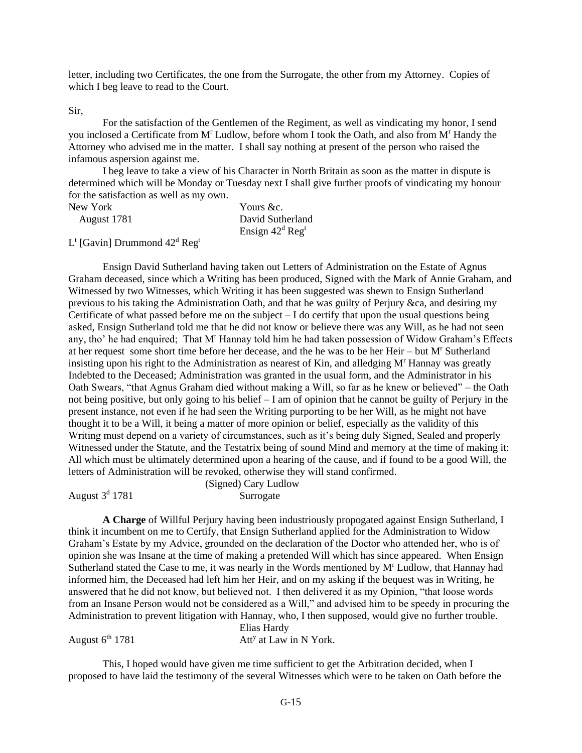letter, including two Certificates, the one from the Surrogate, the other from my Attorney. Copies of which I beg leave to read to the Court.

Sir,

For the satisfaction of the Gentlemen of the Regiment, as well as vindicating my honor, I send you inclosed a Certificate from Mr Ludlow, before whom I took the Oath, and also from Mr Handy the Attorney who advised me in the matter. I shall say nothing at present of the person who raised the infamous aspersion against me.

I beg leave to take a view of his Character in North Britain as soon as the matter in dispute is determined which will be Monday or Tuesday next I shall give further proofs of vindicating my honour for the satisfaction as well as my own.

New York
August 1781

Yours &c.
David Sutherland
Ensign 42d Regt

Lt [Gavin] Drummond 42d Regt

Ensign David Sutherland having taken out Letters of Administration on the Estate of Agnus Graham deceased, since which a Writing has been produced, Signed with the Mark of Annie Graham, and Witnessed by two Witnesses, which Writing it has been suggested was shewn to Ensign Sutherland previous to his taking the Administration Oath, and that he was guilty of Perjury &ca, and desiring my Certificate of what passed before me on the subject – I do certify that upon the usual questions being asked, Ensign Sutherland told me that he did not know or believe there was any Will, as he had not seen any, tho' he had enquired; That Mr Hannay told him he had taken possession of Widow Graham's Effects at her request some short time before her decease, and the he was to be her Heir – but Mr Sutherland insisting upon his right to the Administration as nearest of Kin, and alledging Mr Hannay was greatly Indebted to the Deceased; Administration was granted in the usual form, and the Administrator in his Oath Swears, "that Agnus Graham died without making a Will, so far as he knew or believed" – the Oath not being positive, but only going to his belief – I am of opinion that he cannot be guilty of Perjury in the present instance, not even if he had seen the Writing purporting to be her Will, as he might not have thought it to be a Will, it being a matter of more opinion or belief, especially as the validity of this Writing must depend on a variety of circumstances, such as it's being duly Signed, Sealed and properly Witnessed under the Statute, and the Testatrix being of sound Mind and memory at the time of making it: All which must be ultimately determined upon a hearing of the cause, and if found to be a good Will, the letters of Administration will be revoked, otherwise they will stand confirmed.

(Signed) Cary Ludlow
August 3d 1781 Surrogate

**A Charge** of Willful Perjury having been industriously propogated against Ensign Sutherland, I think it incumbent on me to Certify, that Ensign Sutherland applied for the Administration to Widow Graham's Estate by my Advice, grounded on the declaration of the Doctor who attended her, who is of opinion she was Insane at the time of making a pretended Will which has since appeared. When Ensign Sutherland stated the Case to me, it was nearly in the Words mentioned by Mr Ludlow, that Hannay had informed him, the Deceased had left him her Heir, and on my asking if the bequest was in Writing, he answered that he did not know, but believed not. I then delivered it as my Opinion, "that loose words from an Insane Person would not be considered as a Will," and advised him to be speedy in procuring the Administration to prevent litigation with Hannay, who, I then supposed, would give no further trouble.

Elias Hardy
August 6th 1781 Atty at Law in N York.

This, I hoped would have given me time sufficient to get the Arbitration decided, when I proposed to have laid the testimony of the several Witnesses which were to be taken on Oath before the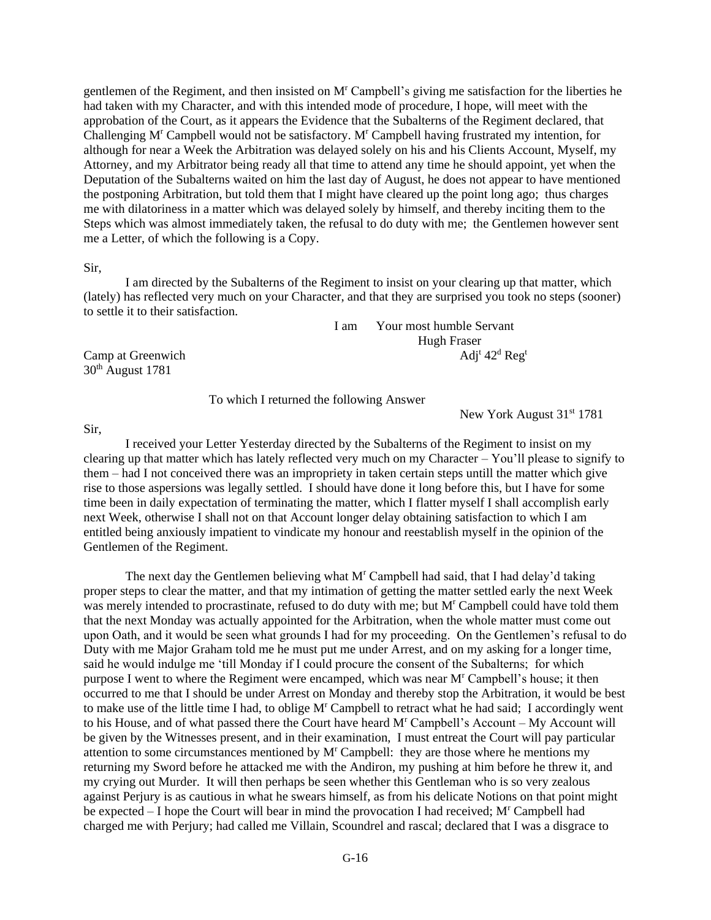gentlemen of the Regiment, and then insisted on M^r Campbell's giving me satisfaction for the liberties he had taken with my Character, and with this intended mode of procedure, I hope, will meet with the approbation of the Court, as it appears the Evidence that the Subalterns of the Regiment declared, that Challenging M^r Campbell would not be satisfactory. M^r Campbell having frustrated my intention, for although for near a Week the Arbitration was delayed solely on his and his Clients Account, Myself, my Attorney, and my Arbitrator being ready all that time to attend any time he should appoint, yet when the Deputation of the Subalterns waited on him the last day of August, he does not appear to have mentioned the postponing Arbitration, but told them that I might have cleared up the point long ago; thus charges me with dilatoriness in a matter which was delayed solely by himself, and thereby inciting them to the Steps which was almost immediately taken, the refusal to do duty with me; the Gentlemen however sent me a Letter, of which the following is a Copy.

Sir,

I am directed by the Subalterns of the Regiment to insist on your clearing up that matter, which (lately) has reflected very much on your Character, and that they are surprised you took no steps (sooner) to settle it to their satisfaction.

I am Your most humble Servant
Hugh Fraser
Adj^t 42^d Reg^t

Camp at Greenwich
30^th August 1781

To which I returned the following Answer

New York August 31^st 1781

Sir,

I received your Letter Yesterday directed by the Subalterns of the Regiment to insist on my clearing up that matter which has lately reflected very much on my Character – You'll please to signify to them – had I not conceived there was an impropriety in taken certain steps untill the matter which give rise to those aspersions was legally settled. I should have done it long before this, but I have for some time been in daily expectation of terminating the matter, which I flatter myself I shall accomplish early next Week, otherwise I shall not on that Account longer delay obtaining satisfaction to which I am entitled being anxiously impatient to vindicate my honour and reestablish myself in the opinion of the Gentlemen of the Regiment.

The next day the Gentlemen believing what M^r Campbell had said, that I had delay'd taking proper steps to clear the matter, and that my intimation of getting the matter settled early the next Week was merely intended to procrastinate, refused to do duty with me; but M^r Campbell could have told them that the next Monday was actually appointed for the Arbitration, when the whole matter must come out upon Oath, and it would be seen what grounds I had for my proceeding. On the Gentlemen's refusal to do Duty with me Major Graham told me he must put me under Arrest, and on my asking for a longer time, said he would indulge me 'till Monday if I could procure the consent of the Subalterns; for which purpose I went to where the Regiment were encamped, which was near M^r Campbell's house; it then occurred to me that I should be under Arrest on Monday and thereby stop the Arbitration, it would be best to make use of the little time I had, to oblige M^r Campbell to retract what he had said; I accordingly went to his House, and of what passed there the Court have heard M^r Campbell's Account – My Account will be given by the Witnesses present, and in their examination, I must entreat the Court will pay particular attention to some circumstances mentioned by M^r Campbell: they are those where he mentions my returning my Sword before he attacked me with the Andiron, my pushing at him before he threw it, and my crying out Murder. It will then perhaps be seen whether this Gentleman who is so very zealous against Perjury is as cautious in what he swears himself, as from his delicate Notions on that point might be expected – I hope the Court will bear in mind the provocation I had received; M^r Campbell had charged me with Perjury; had called me Villain, Scoundrel and rascal; declared that I was a disgrace to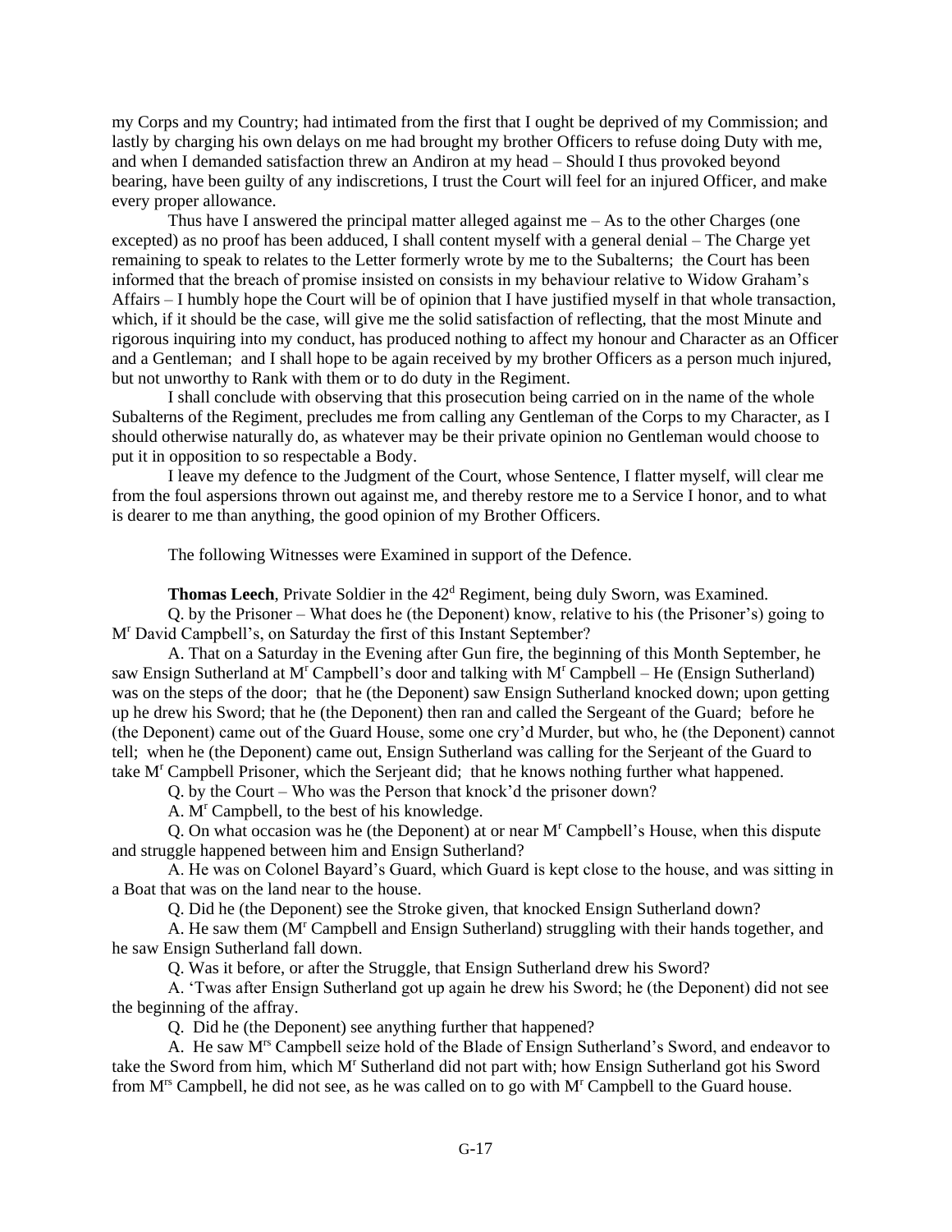my Corps and my Country; had intimated from the first that I ought be deprived of my Commission; and lastly by charging his own delays on me had brought my brother Officers to refuse doing Duty with me, and when I demanded satisfaction threw an Andiron at my head – Should I thus provoked beyond bearing, have been guilty of any indiscretions, I trust the Court will feel for an injured Officer, and make every proper allowance.

Thus have I answered the principal matter alleged against me – As to the other Charges (one excepted) as no proof has been adduced, I shall content myself with a general denial – The Charge yet remaining to speak to relates to the Letter formerly wrote by me to the Subalterns; the Court has been informed that the breach of promise insisted on consists in my behaviour relative to Widow Graham's Affairs – I humbly hope the Court will be of opinion that I have justified myself in that whole transaction, which, if it should be the case, will give me the solid satisfaction of reflecting, that the most Minute and rigorous inquiring into my conduct, has produced nothing to affect my honour and Character as an Officer and a Gentleman; and I shall hope to be again received by my brother Officers as a person much injured, but not unworthy to Rank with them or to do duty in the Regiment.

I shall conclude with observing that this prosecution being carried on in the name of the whole Subalterns of the Regiment, precludes me from calling any Gentleman of the Corps to my Character, as I should otherwise naturally do, as whatever may be their private opinion no Gentleman would choose to put it in opposition to so respectable a Body.

I leave my defence to the Judgment of the Court, whose Sentence, I flatter myself, will clear me from the foul aspersions thrown out against me, and thereby restore me to a Service I honor, and to what is dearer to me than anything, the good opinion of my Brother Officers.

The following Witnesses were Examined in support of the Defence.

**Thomas Leech**, Private Soldier in the 42[d] Regiment, being duly Sworn, was Examined.

Q. by the Prisoner – What does he (the Deponent) know, relative to his (the Prisoner's) going to M[r] David Campbell's, on Saturday the first of this Instant September?

A. That on a Saturday in the Evening after Gun fire, the beginning of this Month September, he saw Ensign Sutherland at M[r] Campbell's door and talking with M[r] Campbell – He (Ensign Sutherland) was on the steps of the door; that he (the Deponent) saw Ensign Sutherland knocked down; upon getting up he drew his Sword; that he (the Deponent) then ran and called the Sergeant of the Guard; before he (the Deponent) came out of the Guard House, some one cry'd Murder, but who, he (the Deponent) cannot tell; when he (the Deponent) came out, Ensign Sutherland was calling for the Serjeant of the Guard to take M[r] Campbell Prisoner, which the Serjeant did; that he knows nothing further what happened.

Q. by the Court – Who was the Person that knock'd the prisoner down?

A. M[r] Campbell, to the best of his knowledge.

Q. On what occasion was he (the Deponent) at or near M[r] Campbell's House, when this dispute and struggle happened between him and Ensign Sutherland?

A. He was on Colonel Bayard's Guard, which Guard is kept close to the house, and was sitting in a Boat that was on the land near to the house.

Q. Did he (the Deponent) see the Stroke given, that knocked Ensign Sutherland down?

A. He saw them (M[r] Campbell and Ensign Sutherland) struggling with their hands together, and he saw Ensign Sutherland fall down.

Q. Was it before, or after the Struggle, that Ensign Sutherland drew his Sword?

A. 'Twas after Ensign Sutherland got up again he drew his Sword; he (the Deponent) did not see the beginning of the affray.

Q. Did he (the Deponent) see anything further that happened?

A. He saw M[rs] Campbell seize hold of the Blade of Ensign Sutherland's Sword, and endeavor to take the Sword from him, which M[r] Sutherland did not part with; how Ensign Sutherland got his Sword from M[rs] Campbell, he did not see, as he was called on to go with M[r] Campbell to the Guard house.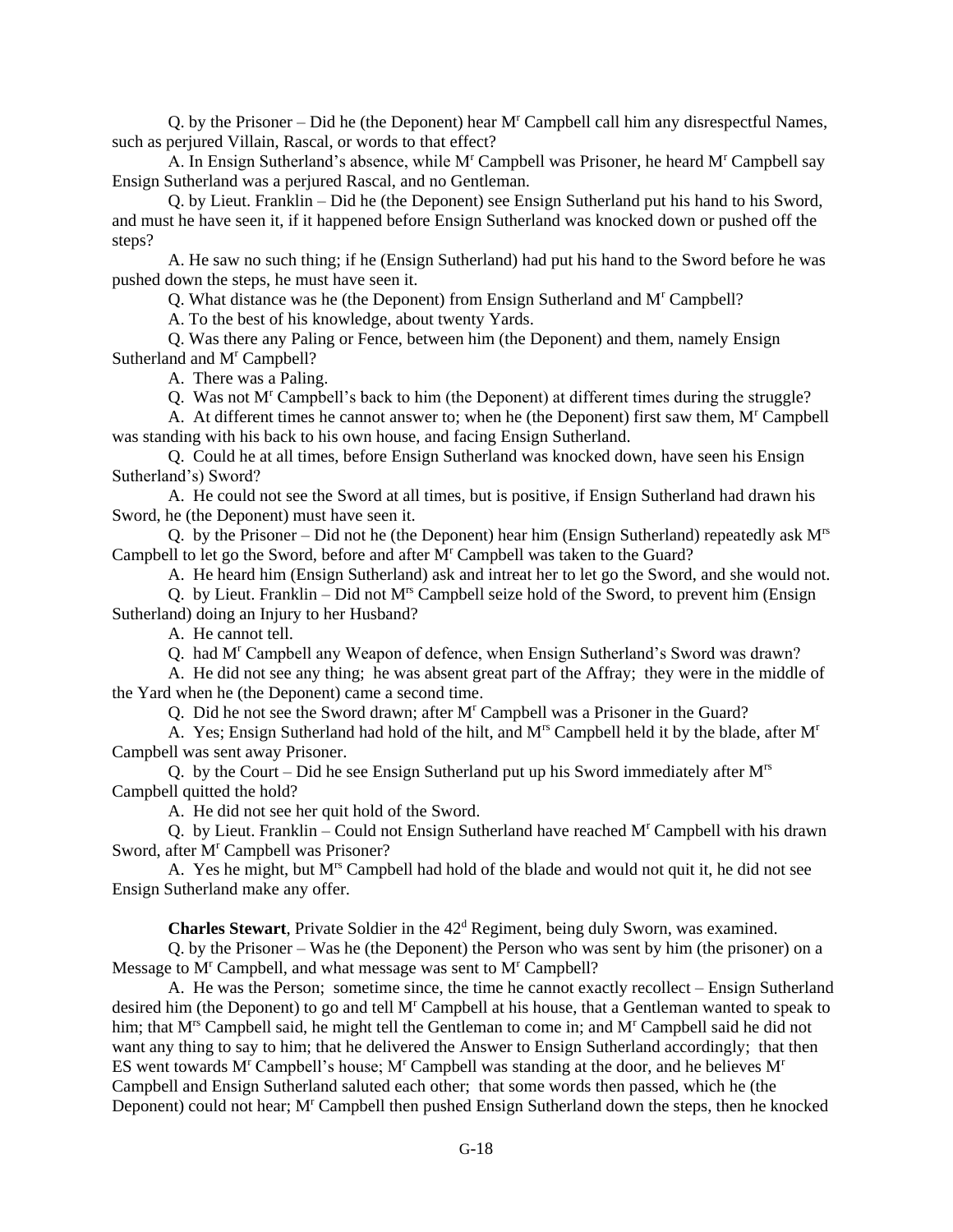Q. by the Prisoner – Did he (the Deponent) hear M[r] Campbell call him any disrespectful Names, such as perjured Villain, Rascal, or words to that effect?

A. In Ensign Sutherland's absence, while M[r] Campbell was Prisoner, he heard M[r] Campbell say Ensign Sutherland was a perjured Rascal, and no Gentleman.

Q. by Lieut. Franklin – Did he (the Deponent) see Ensign Sutherland put his hand to his Sword, and must he have seen it, if it happened before Ensign Sutherland was knocked down or pushed off the steps?

A. He saw no such thing; if he (Ensign Sutherland) had put his hand to the Sword before he was pushed down the steps, he must have seen it.

Q. What distance was he (the Deponent) from Ensign Sutherland and M[r] Campbell?

A. To the best of his knowledge, about twenty Yards.

Q. Was there any Paling or Fence, between him (the Deponent) and them, namely Ensign Sutherland and M[r] Campbell?

A. There was a Paling.

Q. Was not M[r] Campbell's back to him (the Deponent) at different times during the struggle?

A. At different times he cannot answer to; when he (the Deponent) first saw them, M[r] Campbell was standing with his back to his own house, and facing Ensign Sutherland.

Q. Could he at all times, before Ensign Sutherland was knocked down, have seen his Ensign Sutherland's) Sword?

A. He could not see the Sword at all times, but is positive, if Ensign Sutherland had drawn his Sword, he (the Deponent) must have seen it.

Q. by the Prisoner – Did not he (the Deponent) hear him (Ensign Sutherland) repeatedly ask M[rs] Campbell to let go the Sword, before and after M[r] Campbell was taken to the Guard?

A. He heard him (Ensign Sutherland) ask and intreat her to let go the Sword, and she would not.

Q. by Lieut. Franklin – Did not M[rs] Campbell seize hold of the Sword, to prevent him (Ensign Sutherland) doing an Injury to her Husband?

A. He cannot tell.

Q. had M[r] Campbell any Weapon of defence, when Ensign Sutherland's Sword was drawn?

A. He did not see any thing; he was absent great part of the Affray; they were in the middle of the Yard when he (the Deponent) came a second time.

Q. Did he not see the Sword drawn; after M[r] Campbell was a Prisoner in the Guard?

A. Yes; Ensign Sutherland had hold of the hilt, and M[rs] Campbell held it by the blade, after M[r] Campbell was sent away Prisoner.

Q. by the Court – Did he see Ensign Sutherland put up his Sword immediately after M[rs] Campbell quitted the hold?

A. He did not see her quit hold of the Sword.

Q. by Lieut. Franklin – Could not Ensign Sutherland have reached M[r] Campbell with his drawn Sword, after M[r] Campbell was Prisoner?

A. Yes he might, but M[rs] Campbell had hold of the blade and would not quit it, he did not see Ensign Sutherland make any offer.

**Charles Stewart**, Private Soldier in the 42[d] Regiment, being duly Sworn, was examined.

Q. by the Prisoner – Was he (the Deponent) the Person who was sent by him (the prisoner) on a Message to M[r] Campbell, and what message was sent to M[r] Campbell?

A. He was the Person; sometime since, the time he cannot exactly recollect – Ensign Sutherland desired him (the Deponent) to go and tell M[r] Campbell at his house, that a Gentleman wanted to speak to him; that M[rs] Campbell said, he might tell the Gentleman to come in; and M[r] Campbell said he did not want any thing to say to him; that he delivered the Answer to Ensign Sutherland accordingly; that then ES went towards M[r] Campbell's house; M[r] Campbell was standing at the door, and he believes M[r] Campbell and Ensign Sutherland saluted each other; that some words then passed, which he (the Deponent) could not hear; M[r] Campbell then pushed Ensign Sutherland down the steps, then he knocked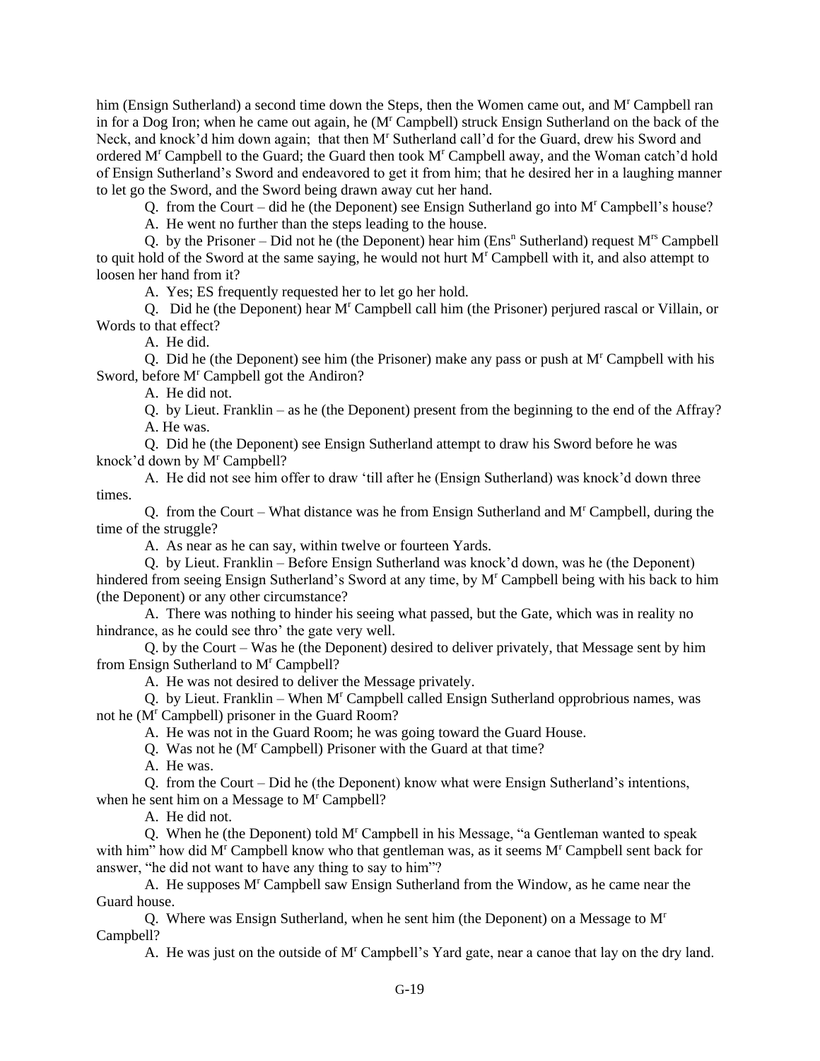him (Ensign Sutherland) a second time down the Steps, then the Women came out, and M$^r$ Campbell ran in for a Dog Iron; when he came out again, he (M$^r$ Campbell) struck Ensign Sutherland on the back of the Neck, and knock'd him down again; that then M$^r$ Sutherland call'd for the Guard, drew his Sword and ordered M$^r$ Campbell to the Guard; the Guard then took M$^r$ Campbell away, and the Woman catch'd hold of Ensign Sutherland's Sword and endeavored to get it from him; that he desired her in a laughing manner to let go the Sword, and the Sword being drawn away cut her hand.

Q. from the Court – did he (the Deponent) see Ensign Sutherland go into M$^r$ Campbell's house?

A. He went no further than the steps leading to the house.

Q. by the Prisoner – Did not he (the Deponent) hear him (Ens$^n$ Sutherland) request M$^{rs}$ Campbell to quit hold of the Sword at the same saying, he would not hurt M$^r$ Campbell with it, and also attempt to loosen her hand from it?

A. Yes; ES frequently requested her to let go her hold.

Q. Did he (the Deponent) hear M$^r$ Campbell call him (the Prisoner) perjured rascal or Villain, or Words to that effect?

A. He did.

Q. Did he (the Deponent) see him (the Prisoner) make any pass or push at M$^r$ Campbell with his Sword, before M$^r$ Campbell got the Andiron?

A. He did not.

Q. by Lieut. Franklin – as he (the Deponent) present from the beginning to the end of the Affray?

A. He was.

Q. Did he (the Deponent) see Ensign Sutherland attempt to draw his Sword before he was knock'd down by M$^r$ Campbell?

A. He did not see him offer to draw 'till after he (Ensign Sutherland) was knock'd down three times.

Q. from the Court – What distance was he from Ensign Sutherland and M$^r$ Campbell, during the time of the struggle?

A. As near as he can say, within twelve or fourteen Yards.

Q. by Lieut. Franklin – Before Ensign Sutherland was knock'd down, was he (the Deponent) hindered from seeing Ensign Sutherland's Sword at any time, by M$^r$ Campbell being with his back to him (the Deponent) or any other circumstance?

A. There was nothing to hinder his seeing what passed, but the Gate, which was in reality no hindrance, as he could see thro' the gate very well.

Q. by the Court – Was he (the Deponent) desired to deliver privately, that Message sent by him from Ensign Sutherland to M$^r$ Campbell?

A. He was not desired to deliver the Message privately.

Q. by Lieut. Franklin – When M$^r$ Campbell called Ensign Sutherland opprobrious names, was not he (M$^r$ Campbell) prisoner in the Guard Room?

A. He was not in the Guard Room; he was going toward the Guard House.

Q. Was not he (M$^r$ Campbell) Prisoner with the Guard at that time?

A. He was.

Q. from the Court – Did he (the Deponent) know what were Ensign Sutherland's intentions, when he sent him on a Message to M$^r$ Campbell?

A. He did not.

Q. When he (the Deponent) told M$^r$ Campbell in his Message, "a Gentleman wanted to speak with him" how did M$^r$ Campbell know who that gentleman was, as it seems M$^r$ Campbell sent back for answer, "he did not want to have any thing to say to him"?

A. He supposes M$^r$ Campbell saw Ensign Sutherland from the Window, as he came near the Guard house.

Q. Where was Ensign Sutherland, when he sent him (the Deponent) on a Message to M$^r$ Campbell?

A. He was just on the outside of M$^r$ Campbell's Yard gate, near a canoe that lay on the dry land.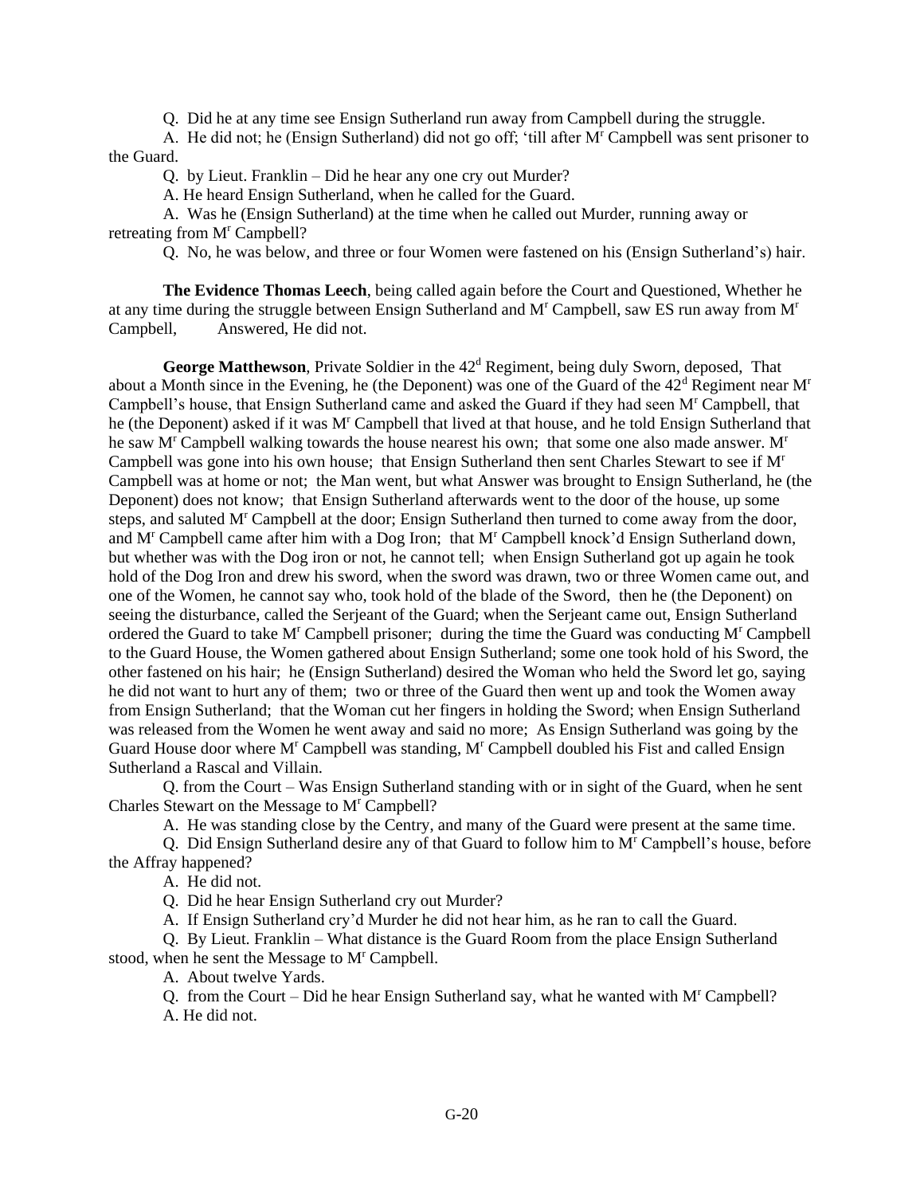Q. Did he at any time see Ensign Sutherland run away from Campbell during the struggle.

A. He did not; he (Ensign Sutherland) did not go off; 'till after M[r] Campbell was sent prisoner to the Guard.

Q. by Lieut. Franklin – Did he hear any one cry out Murder?

A. He heard Ensign Sutherland, when he called for the Guard.

A. Was he (Ensign Sutherland) at the time when he called out Murder, running away or retreating from M[r] Campbell?

Q. No, he was below, and three or four Women were fastened on his (Ensign Sutherland's) hair.

**The Evidence Thomas Leech**, being called again before the Court and Questioned, Whether he at any time during the struggle between Ensign Sutherland and M[r] Campbell, saw ES run away from M[r] Campbell, Answered, He did not.

**George Matthewson**, Private Soldier in the 42[d] Regiment, being duly Sworn, deposed, That about a Month since in the Evening, he (the Deponent) was one of the Guard of the 42[d] Regiment near M[r] Campbell's house, that Ensign Sutherland came and asked the Guard if they had seen M[r] Campbell, that he (the Deponent) asked if it was M[r] Campbell that lived at that house, and he told Ensign Sutherland that he saw M[r] Campbell walking towards the house nearest his own; that some one also made answer. M[r] Campbell was gone into his own house; that Ensign Sutherland then sent Charles Stewart to see if M[r] Campbell was at home or not; the Man went, but what Answer was brought to Ensign Sutherland, he (the Deponent) does not know; that Ensign Sutherland afterwards went to the door of the house, up some steps, and saluted M[r] Campbell at the door; Ensign Sutherland then turned to come away from the door, and M[r] Campbell came after him with a Dog Iron; that M[r] Campbell knock'd Ensign Sutherland down, but whether was with the Dog iron or not, he cannot tell; when Ensign Sutherland got up again he took hold of the Dog Iron and drew his sword, when the sword was drawn, two or three Women came out, and one of the Women, he cannot say who, took hold of the blade of the Sword, then he (the Deponent) on seeing the disturbance, called the Serjeant of the Guard; when the Serjeant came out, Ensign Sutherland ordered the Guard to take M[r] Campbell prisoner; during the time the Guard was conducting M[r] Campbell to the Guard House, the Women gathered about Ensign Sutherland; some one took hold of his Sword, the other fastened on his hair; he (Ensign Sutherland) desired the Woman who held the Sword let go, saying he did not want to hurt any of them; two or three of the Guard then went up and took the Women away from Ensign Sutherland; that the Woman cut her fingers in holding the Sword; when Ensign Sutherland was released from the Women he went away and said no more; As Ensign Sutherland was going by the Guard House door where M[r] Campbell was standing, M[r] Campbell doubled his Fist and called Ensign Sutherland a Rascal and Villain.

Q. from the Court – Was Ensign Sutherland standing with or in sight of the Guard, when he sent Charles Stewart on the Message to M[r] Campbell?

A. He was standing close by the Centry, and many of the Guard were present at the same time.

Q. Did Ensign Sutherland desire any of that Guard to follow him to M[r] Campbell's house, before the Affray happened?

A. He did not.

Q. Did he hear Ensign Sutherland cry out Murder?

A. If Ensign Sutherland cry'd Murder he did not hear him, as he ran to call the Guard.

Q. By Lieut. Franklin – What distance is the Guard Room from the place Ensign Sutherland stood, when he sent the Message to M[r] Campbell.

A. About twelve Yards.

Q. from the Court – Did he hear Ensign Sutherland say, what he wanted with M[r] Campbell?

A. He did not.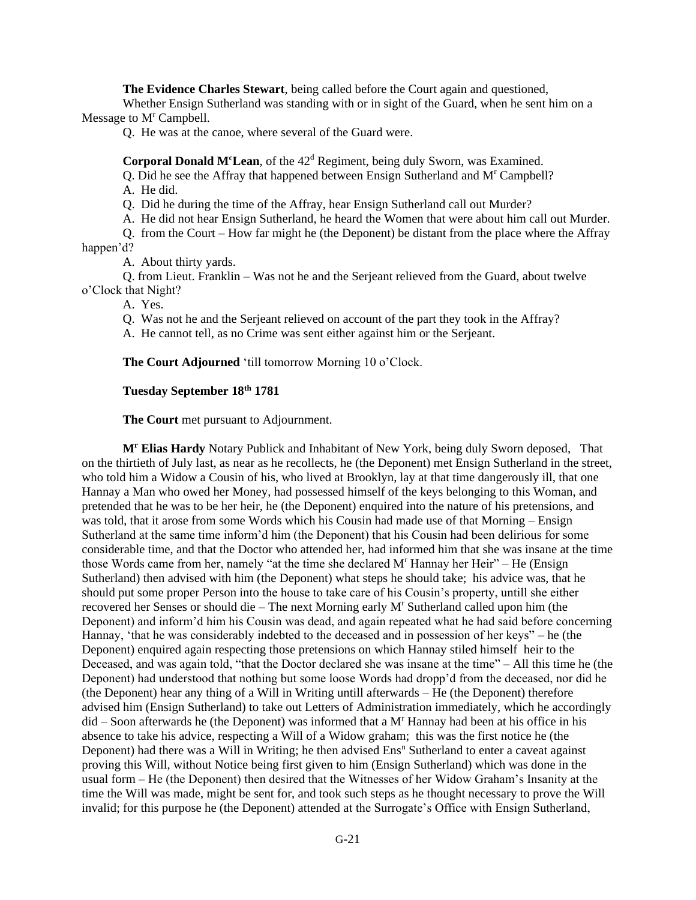**The Evidence Charles Stewart**, being called before the Court again and questioned,

Whether Ensign Sutherland was standing with or in sight of the Guard, when he sent him on a Message to M$^{r}$ Campbell.

Q. He was at the canoe, where several of the Guard were.

**Corporal Donald M$^{c}$Lean**, of the 42$^{d}$ Regiment, being duly Sworn, was Examined.

Q. Did he see the Affray that happened between Ensign Sutherland and M$^{r}$ Campbell?

A. He did.

Q. Did he during the time of the Affray, hear Ensign Sutherland call out Murder?

A. He did not hear Ensign Sutherland, he heard the Women that were about him call out Murder.

Q. from the Court – How far might he (the Deponent) be distant from the place where the Affray happen'd?

A. About thirty yards.

Q. from Lieut. Franklin – Was not he and the Serjeant relieved from the Guard, about twelve o'Clock that Night?

A. Yes.

Q. Was not he and the Serjeant relieved on account of the part they took in the Affray?

A. He cannot tell, as no Crime was sent either against him or the Serjeant.

**The Court Adjourned** 'till tomorrow Morning 10 o'Clock.

**Tuesday September 18$^{th}$ 1781**

**The Court** met pursuant to Adjournment.

**M$^{r}$ Elias Hardy** Notary Publick and Inhabitant of New York, being duly Sworn deposed, That on the thirtieth of July last, as near as he recollects, he (the Deponent) met Ensign Sutherland in the street, who told him a Widow a Cousin of his, who lived at Brooklyn, lay at that time dangerously ill, that one Hannay a Man who owed her Money, had possessed himself of the keys belonging to this Woman, and pretended that he was to be her heir, he (the Deponent) enquired into the nature of his pretensions, and was told, that it arose from some Words which his Cousin had made use of that Morning – Ensign Sutherland at the same time inform'd him (the Deponent) that his Cousin had been delirious for some considerable time, and that the Doctor who attended her, had informed him that she was insane at the time those Words came from her, namely "at the time she declared M$^{r}$ Hannay her Heir" – He (Ensign Sutherland) then advised with him (the Deponent) what steps he should take; his advice was, that he should put some proper Person into the house to take care of his Cousin's property, untill she either recovered her Senses or should die – The next Morning early M$^{r}$ Sutherland called upon him (the Deponent) and inform'd him his Cousin was dead, and again repeated what he had said before concerning Hannay, 'that he was considerably indebted to the deceased and in possession of her keys" – he (the Deponent) enquired again respecting those pretensions on which Hannay stiled himself heir to the Deceased, and was again told, "that the Doctor declared she was insane at the time" – All this time he (the Deponent) had understood that nothing but some loose Words had dropp'd from the deceased, nor did he (the Deponent) hear any thing of a Will in Writing untill afterwards – He (the Deponent) therefore advised him (Ensign Sutherland) to take out Letters of Administration immediately, which he accordingly did – Soon afterwards he (the Deponent) was informed that a M$^{r}$ Hannay had been at his office in his absence to take his advice, respecting a Will of a Widow graham; this was the first notice he (the Deponent) had there was a Will in Writing; he then advised Ens$^{n}$ Sutherland to enter a caveat against proving this Will, without Notice being first given to him (Ensign Sutherland) which was done in the usual form – He (the Deponent) then desired that the Witnesses of her Widow Graham's Insanity at the time the Will was made, might be sent for, and took such steps as he thought necessary to prove the Will invalid; for this purpose he (the Deponent) attended at the Surrogate's Office with Ensign Sutherland,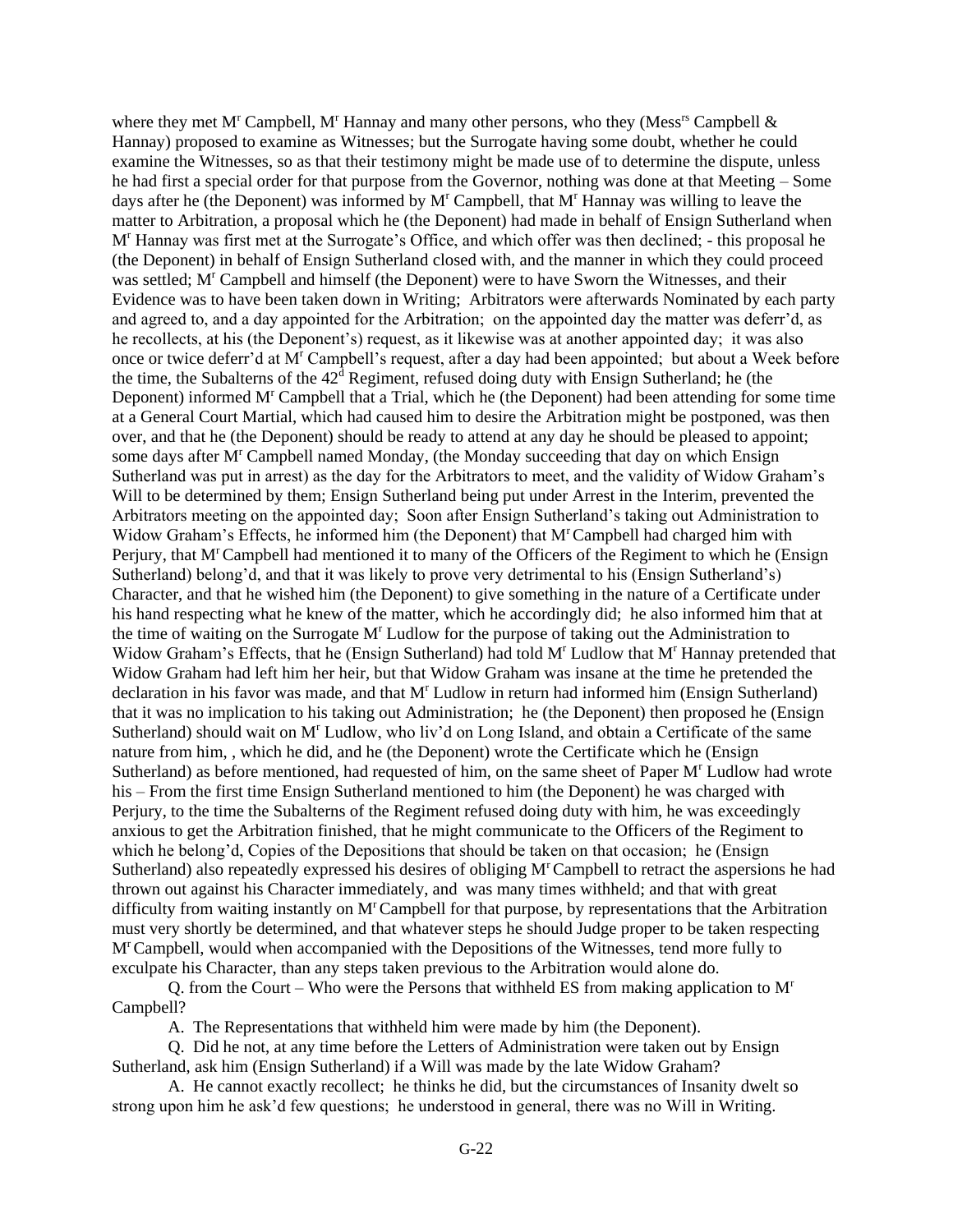where they met M[r] Campbell, M[r] Hannay and many other persons, who they (Mess[rs] Campbell & Hannay) proposed to examine as Witnesses; but the Surrogate having some doubt, whether he could examine the Witnesses, so as that their testimony might be made use of to determine the dispute, unless he had first a special order for that purpose from the Governor, nothing was done at that Meeting – Some days after he (the Deponent) was informed by M[r] Campbell, that M[r] Hannay was willing to leave the matter to Arbitration, a proposal which he (the Deponent) had made in behalf of Ensign Sutherland when M[r] Hannay was first met at the Surrogate's Office, and which offer was then declined; - this proposal he (the Deponent) in behalf of Ensign Sutherland closed with, and the manner in which they could proceed was settled; M[r] Campbell and himself (the Deponent) were to have Sworn the Witnesses, and their Evidence was to have been taken down in Writing; Arbitrators were afterwards Nominated by each party and agreed to, and a day appointed for the Arbitration; on the appointed day the matter was deferr'd, as he recollects, at his (the Deponent's) request, as it likewise was at another appointed day; it was also once or twice deferr'd at M[r] Campbell's request, after a day had been appointed; but about a Week before the time, the Subalterns of the 42[d] Regiment, refused doing duty with Ensign Sutherland; he (the Deponent) informed M[r] Campbell that a Trial, which he (the Deponent) had been attending for some time at a General Court Martial, which had caused him to desire the Arbitration might be postponed, was then over, and that he (the Deponent) should be ready to attend at any day he should be pleased to appoint; some days after M[r] Campbell named Monday, (the Monday succeeding that day on which Ensign Sutherland was put in arrest) as the day for the Arbitrators to meet, and the validity of Widow Graham's Will to be determined by them; Ensign Sutherland being put under Arrest in the Interim, prevented the Arbitrators meeting on the appointed day; Soon after Ensign Sutherland's taking out Administration to Widow Graham's Effects, he informed him (the Deponent) that M[r] Campbell had charged him with Perjury, that M[r] Campbell had mentioned it to many of the Officers of the Regiment to which he (Ensign Sutherland) belong'd, and that it was likely to prove very detrimental to his (Ensign Sutherland's) Character, and that he wished him (the Deponent) to give something in the nature of a Certificate under his hand respecting what he knew of the matter, which he accordingly did; he also informed him that at the time of waiting on the Surrogate M[r] Ludlow for the purpose of taking out the Administration to Widow Graham's Effects, that he (Ensign Sutherland) had told M[r] Ludlow that M[r] Hannay pretended that Widow Graham had left him her heir, but that Widow Graham was insane at the time he pretended the declaration in his favor was made, and that M[r] Ludlow in return had informed him (Ensign Sutherland) that it was no implication to his taking out Administration; he (the Deponent) then proposed he (Ensign Sutherland) should wait on M[r] Ludlow, who liv'd on Long Island, and obtain a Certificate of the same nature from him, , which he did, and he (the Deponent) wrote the Certificate which he (Ensign Sutherland) as before mentioned, had requested of him, on the same sheet of Paper M[r] Ludlow had wrote his – From the first time Ensign Sutherland mentioned to him (the Deponent) he was charged with Perjury, to the time the Subalterns of the Regiment refused doing duty with him, he was exceedingly anxious to get the Arbitration finished, that he might communicate to the Officers of the Regiment to which he belong'd, Copies of the Depositions that should be taken on that occasion; he (Ensign Sutherland) also repeatedly expressed his desires of obliging M[r] Campbell to retract the aspersions he had thrown out against his Character immediately, and was many times withheld; and that with great difficulty from waiting instantly on M[r] Campbell for that purpose, by representations that the Arbitration must very shortly be determined, and that whatever steps he should Judge proper to be taken respecting M[r] Campbell, would when accompanied with the Depositions of the Witnesses, tend more fully to exculpate his Character, than any steps taken previous to the Arbitration would alone do.

Q. from the Court – Who were the Persons that withheld ES from making application to M[r] Campbell?

A. The Representations that withheld him were made by him (the Deponent).

Q. Did he not, at any time before the Letters of Administration were taken out by Ensign Sutherland, ask him (Ensign Sutherland) if a Will was made by the late Widow Graham?

A. He cannot exactly recollect; he thinks he did, but the circumstances of Insanity dwelt so strong upon him he ask'd few questions; he understood in general, there was no Will in Writing.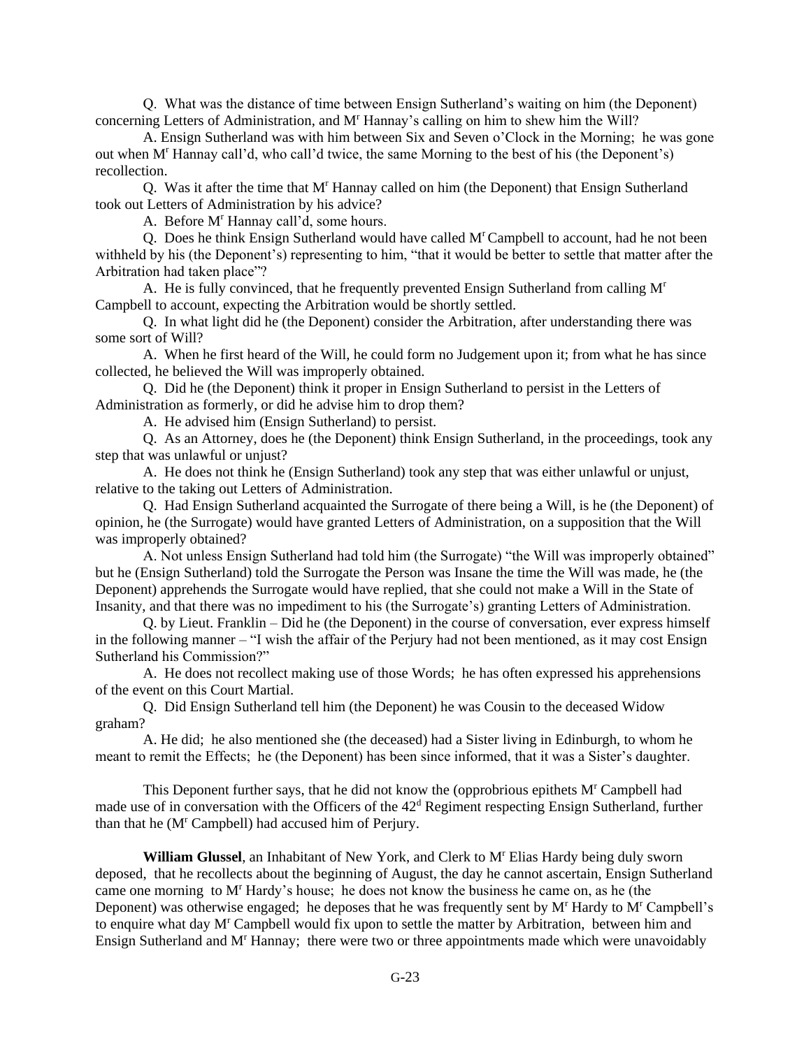Q. What was the distance of time between Ensign Sutherland's waiting on him (the Deponent) concerning Letters of Administration, and M[r] Hannay's calling on him to shew him the Will?

A. Ensign Sutherland was with him between Six and Seven o'Clock in the Morning; he was gone out when M[r] Hannay call'd, who call'd twice, the same Morning to the best of his (the Deponent's) recollection.

Q. Was it after the time that M[r] Hannay called on him (the Deponent) that Ensign Sutherland took out Letters of Administration by his advice?

A. Before M[r] Hannay call'd, some hours.

Q. Does he think Ensign Sutherland would have called M[r] Campbell to account, had he not been withheld by his (the Deponent's) representing to him, "that it would be better to settle that matter after the Arbitration had taken place"?

A. He is fully convinced, that he frequently prevented Ensign Sutherland from calling M[r] Campbell to account, expecting the Arbitration would be shortly settled.

Q. In what light did he (the Deponent) consider the Arbitration, after understanding there was some sort of Will?

A. When he first heard of the Will, he could form no Judgement upon it; from what he has since collected, he believed the Will was improperly obtained.

Q. Did he (the Deponent) think it proper in Ensign Sutherland to persist in the Letters of Administration as formerly, or did he advise him to drop them?

A. He advised him (Ensign Sutherland) to persist.

Q. As an Attorney, does he (the Deponent) think Ensign Sutherland, in the proceedings, took any step that was unlawful or unjust?

A. He does not think he (Ensign Sutherland) took any step that was either unlawful or unjust, relative to the taking out Letters of Administration.

Q. Had Ensign Sutherland acquainted the Surrogate of there being a Will, is he (the Deponent) of opinion, he (the Surrogate) would have granted Letters of Administration, on a supposition that the Will was improperly obtained?

A. Not unless Ensign Sutherland had told him (the Surrogate) "the Will was improperly obtained" but he (Ensign Sutherland) told the Surrogate the Person was Insane the time the Will was made, he (the Deponent) apprehends the Surrogate would have replied, that she could not make a Will in the State of Insanity, and that there was no impediment to his (the Surrogate's) granting Letters of Administration.

Q. by Lieut. Franklin – Did he (the Deponent) in the course of conversation, ever express himself in the following manner – "I wish the affair of the Perjury had not been mentioned, as it may cost Ensign Sutherland his Commission?"

A. He does not recollect making use of those Words; he has often expressed his apprehensions of the event on this Court Martial.

Q. Did Ensign Sutherland tell him (the Deponent) he was Cousin to the deceased Widow graham?

A. He did; he also mentioned she (the deceased) had a Sister living in Edinburgh, to whom he meant to remit the Effects; he (the Deponent) has been since informed, that it was a Sister's daughter.

This Deponent further says, that he did not know the (opprobrious epithets M[r] Campbell had made use of in conversation with the Officers of the 42[d] Regiment respecting Ensign Sutherland, further than that he (M[r] Campbell) had accused him of Perjury.

**William Glussel**, an Inhabitant of New York, and Clerk to M[r] Elias Hardy being duly sworn deposed, that he recollects about the beginning of August, the day he cannot ascertain, Ensign Sutherland came one morning to M[r] Hardy's house; he does not know the business he came on, as he (the Deponent) was otherwise engaged; he deposes that he was frequently sent by M[r] Hardy to M[r] Campbell's to enquire what day M[r] Campbell would fix upon to settle the matter by Arbitration, between him and Ensign Sutherland and M[r] Hannay; there were two or three appointments made which were unavoidably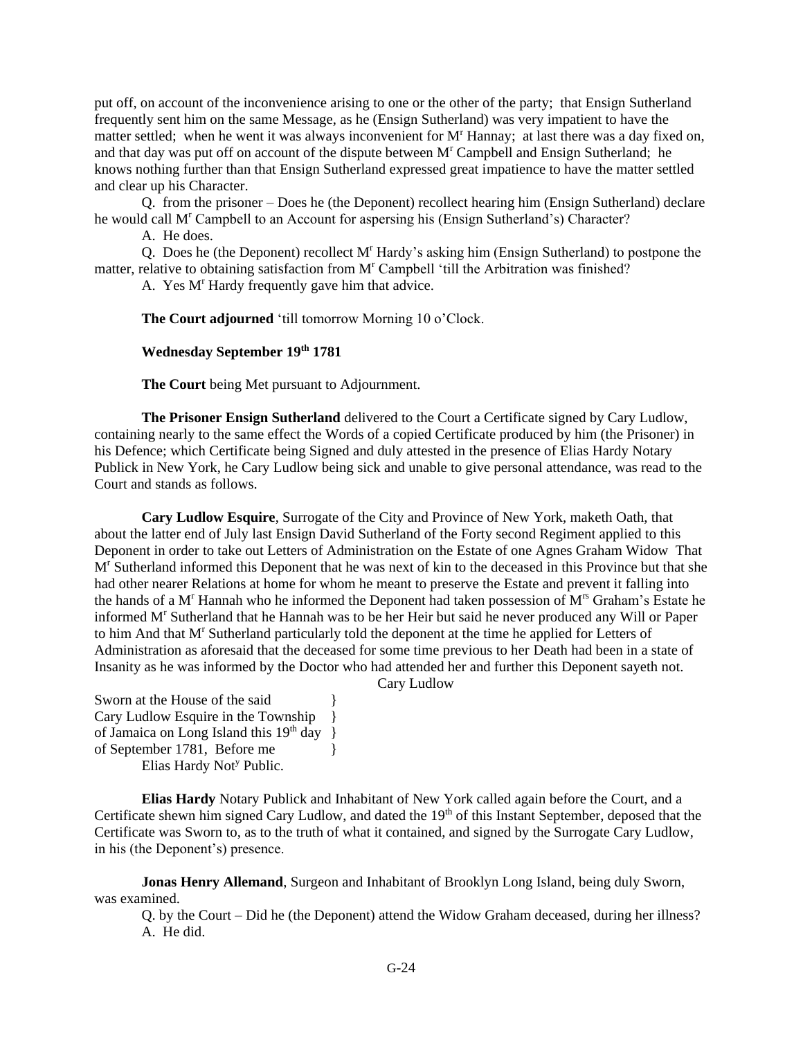put off, on account of the inconvenience arising to one or the other of the party; that Ensign Sutherland frequently sent him on the same Message, as he (Ensign Sutherland) was very impatient to have the matter settled; when he went it was always inconvenient for Mr Hannay; at last there was a day fixed on, and that day was put off on account of the dispute between Mr Campbell and Ensign Sutherland; he knows nothing further than that Ensign Sutherland expressed great impatience to have the matter settled and clear up his Character.

Q. from the prisoner – Does he (the Deponent) recollect hearing him (Ensign Sutherland) declare he would call Mr Campbell to an Account for aspersing his (Ensign Sutherland's) Character?

A. He does.

Q. Does he (the Deponent) recollect Mr Hardy's asking him (Ensign Sutherland) to postpone the matter, relative to obtaining satisfaction from Mr Campbell 'till the Arbitration was finished?

A. Yes Mr Hardy frequently gave him that advice.

**The Court adjourned** 'till tomorrow Morning 10 o'Clock.

**Wednesday September 19th 1781**

**The Court** being Met pursuant to Adjournment.

**The Prisoner Ensign Sutherland** delivered to the Court a Certificate signed by Cary Ludlow, containing nearly to the same effect the Words of a copied Certificate produced by him (the Prisoner) in his Defence; which Certificate being Signed and duly attested in the presence of Elias Hardy Notary Publick in New York, he Cary Ludlow being sick and unable to give personal attendance, was read to the Court and stands as follows.

**Cary Ludlow Esquire**, Surrogate of the City and Province of New York, maketh Oath, that about the latter end of July last Ensign David Sutherland of the Forty second Regiment applied to this Deponent in order to take out Letters of Administration on the Estate of one Agnes Graham Widow That Mr Sutherland informed this Deponent that he was next of kin to the deceased in this Province but that she had other nearer Relations at home for whom he meant to preserve the Estate and prevent it falling into the hands of a Mr Hannah who he informed the Deponent had taken possession of Mrs Graham's Estate he informed Mr Sutherland that he Hannah was to be her Heir but said he never produced any Will or Paper to him And that Mr Sutherland particularly told the deponent at the time he applied for Letters of Administration as aforesaid that the deceased for some time previous to her Death had been in a state of Insanity as he was informed by the Doctor who had attended her and further this Deponent sayeth not.

Cary Ludlow

Sworn at the House of the said Cary Ludlow Esquire in the Township of Jamaica on Long Island this 19th day of September 1781, Before me
Elias Hardy Noty Public.

**Elias Hardy** Notary Publick and Inhabitant of New York called again before the Court, and a Certificate shewn him signed Cary Ludlow, and dated the 19th of this Instant September, deposed that the Certificate was Sworn to, as to the truth of what it contained, and signed by the Surrogate Cary Ludlow, in his (the Deponent's) presence.

**Jonas Henry Allemand**, Surgeon and Inhabitant of Brooklyn Long Island, being duly Sworn, was examined.

Q. by the Court – Did he (the Deponent) attend the Widow Graham deceased, during her illness?

A. He did.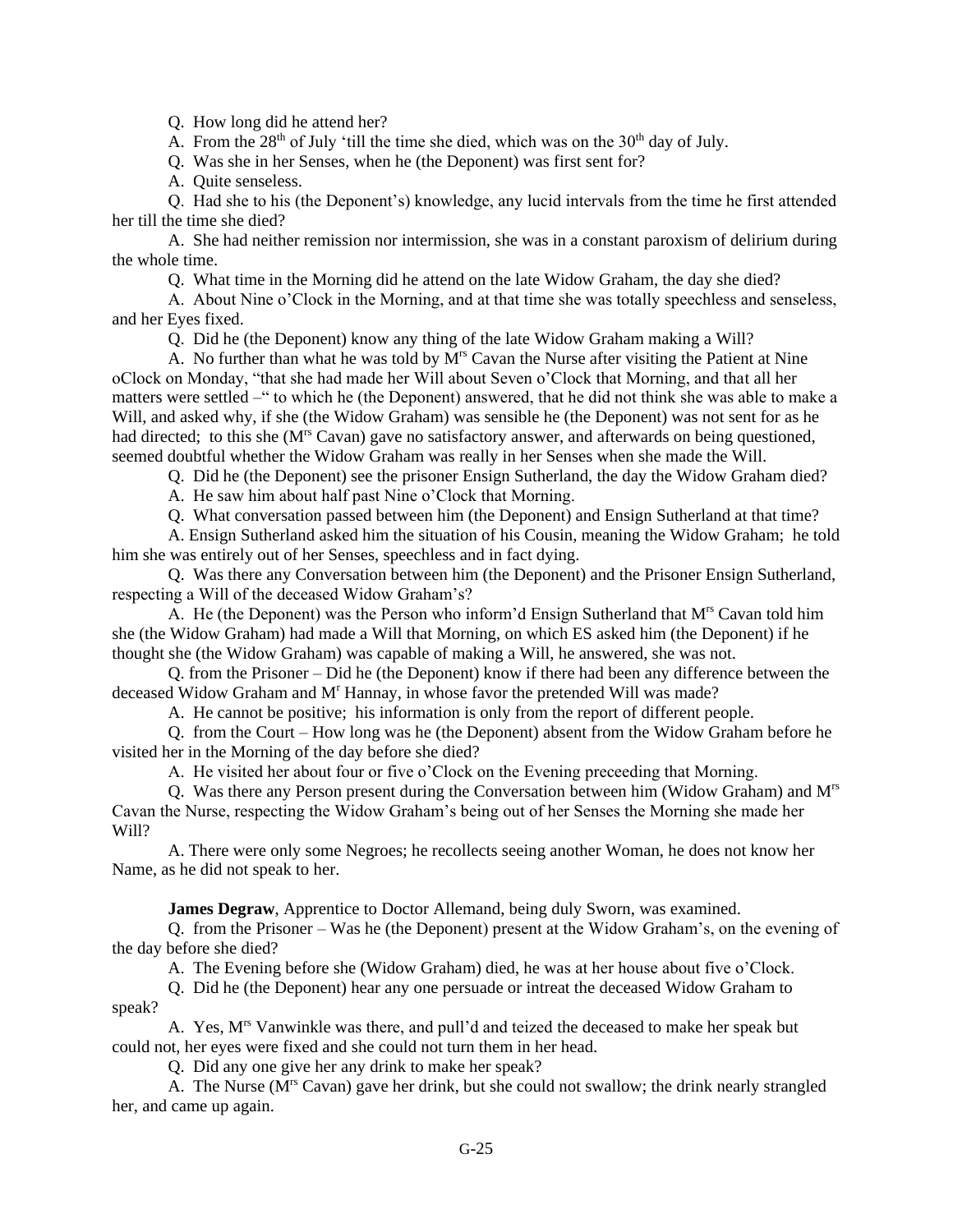Q. How long did he attend her?

A. From the 28th of July 'till the time she died, which was on the 30th day of July.

Q. Was she in her Senses, when he (the Deponent) was first sent for?

A. Quite senseless.

Q. Had she to his (the Deponent's) knowledge, any lucid intervals from the time he first attended her till the time she died?

A. She had neither remission nor intermission, she was in a constant paroxysm of delirium during the whole time.

Q. What time in the Morning did he attend on the late Widow Graham, the day she died?

A. About Nine o'Clock in the Morning, and at that time she was totally speechless and senseless, and her Eyes fixed.

Q. Did he (the Deponent) know any thing of the late Widow Graham making a Will?

A. No further than what he was told by Mrs Cavan the Nurse after visiting the Patient at Nine oClock on Monday, "that she had made her Will about Seven o'Clock that Morning, and that all her matters were settled –" to which he (the Deponent) answered, that he did not think she was able to make a Will, and asked why, if she (the Widow Graham) was sensible he (the Deponent) was not sent for as he had directed; to this she (Mrs Cavan) gave no satisfactory answer, and afterwards on being questioned, seemed doubtful whether the Widow Graham was really in her Senses when she made the Will.

Q. Did he (the Deponent) see the prisoner Ensign Sutherland, the day the Widow Graham died?

A. He saw him about half past Nine o'Clock that Morning.

Q. What conversation passed between him (the Deponent) and Ensign Sutherland at that time?

A. Ensign Sutherland asked him the situation of his Cousin, meaning the Widow Graham; he told him she was entirely out of her Senses, speechless and in fact dying.

Q. Was there any Conversation between him (the Deponent) and the Prisoner Ensign Sutherland, respecting a Will of the deceased Widow Graham's?

A. He (the Deponent) was the Person who inform'd Ensign Sutherland that Mrs Cavan told him she (the Widow Graham) had made a Will that Morning, on which ES asked him (the Deponent) if he thought she (the Widow Graham) was capable of making a Will, he answered, she was not.

Q. from the Prisoner – Did he (the Deponent) know if there had been any difference between the deceased Widow Graham and Mr Hannay, in whose favor the pretended Will was made?

A. He cannot be positive; his information is only from the report of different people.

Q. from the Court – How long was he (the Deponent) absent from the Widow Graham before he visited her in the Morning of the day before she died?

A. He visited her about four or five o'Clock on the Evening preceeding that Morning.

Q. Was there any Person present during the Conversation between him (Widow Graham) and Mrs Cavan the Nurse, respecting the Widow Graham's being out of her Senses the Morning she made her Will?

A. There were only some Negroes; he recollects seeing another Woman, he does not know her Name, as he did not speak to her.

**James Degraw**, Apprentice to Doctor Allemand, being duly Sworn, was examined.

Q. from the Prisoner – Was he (the Deponent) present at the Widow Graham's, on the evening of the day before she died?

A. The Evening before she (Widow Graham) died, he was at her house about five o'Clock.

Q. Did he (the Deponent) hear any one persuade or intreat the deceased Widow Graham to speak?

A. Yes, Mrs Vanwinkle was there, and pull'd and teized the deceased to make her speak but could not, her eyes were fixed and she could not turn them in her head.

Q. Did any one give her any drink to make her speak?

A. The Nurse (Mrs Cavan) gave her drink, but she could not swallow; the drink nearly strangled her, and came up again.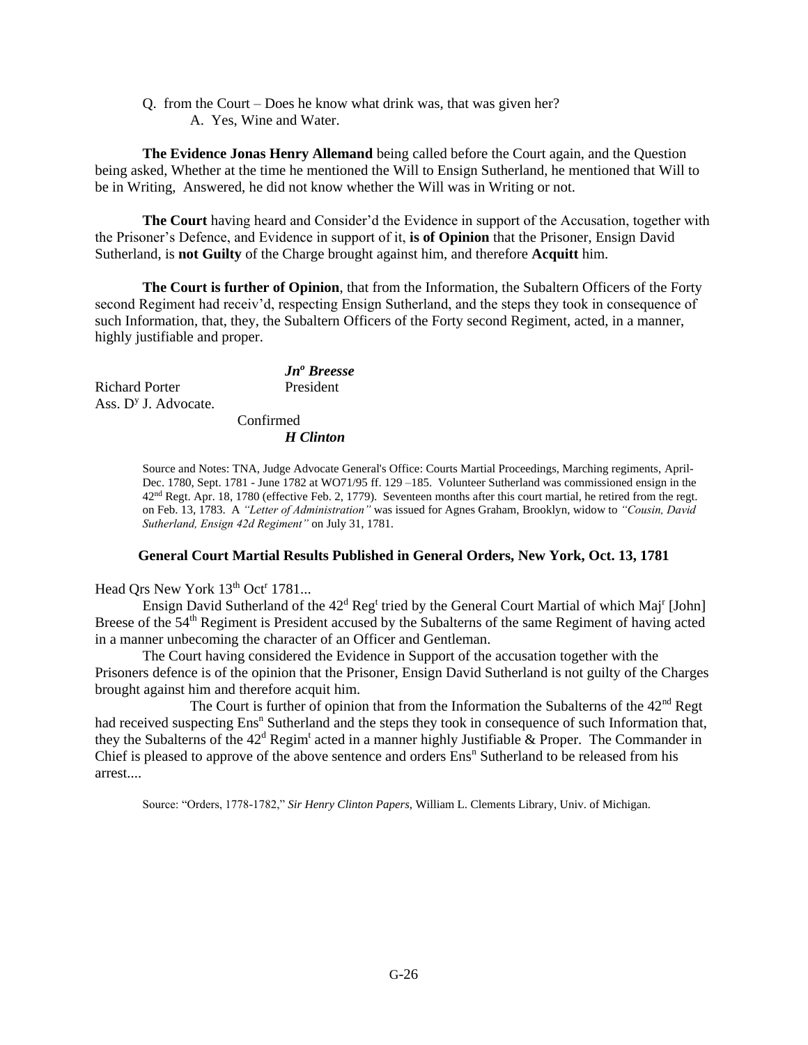Q. from the Court – Does he know what drink was, that was given her?
A. Yes, Wine and Water.

**The Evidence Jonas Henry Allemand** being called before the Court again, and the Question being asked, Whether at the time he mentioned the Will to Ensign Sutherland, he mentioned that Will to be in Writing, Answered, he did not know whether the Will was in Writing or not.

**The Court** having heard and Consider'd the Evidence in support of the Accusation, together with the Prisoner's Defence, and Evidence in support of it, **is of Opinion** that the Prisoner, Ensign David Sutherland, is **not Guilty** of the Charge brought against him, and therefore **Acquitt** him.

**The Court is further of Opinion**, that from the Information, the Subaltern Officers of the Forty second Regiment had receiv'd, respecting Ensign Sutherland, and the steps they took in consequence of such Information, that, they, the Subaltern Officers of the Forty second Regiment, acted, in a manner, highly justifiable and proper.

***Jn^o Breesse***
Richard Porter — President
Ass. D^y J. Advocate.

Confirmed
***H Clinton***

Source and Notes: TNA, Judge Advocate General's Office: Courts Martial Proceedings, Marching regiments, April-Dec. 1780, Sept. 1781 - June 1782 at WO71/95 ff. 129 –185. Volunteer Sutherland was commissioned ensign in the 42nd Regt. Apr. 18, 1780 (effective Feb. 2, 1779). Seventeen months after this court martial, he retired from the regt. on Feb. 13, 1783. A *"Letter of Administration"* was issued for Agnes Graham, Brooklyn, widow to *"Cousin, David Sutherland, Ensign 42d Regiment"* on July 31, 1781.

### General Court Martial Results Published in General Orders, New York, Oct. 13, 1781

Head Qrs New York 13th Oct^r 1781...

Ensign David Sutherland of the 42^d Reg^t tried by the General Court Martial of which Maj^r [John] Breese of the 54th Regiment is President accused by the Subalterns of the same Regiment of having acted in a manner unbecoming the character of an Officer and Gentleman.

The Court having considered the Evidence in Support of the accusation together with the Prisoners defence is of the opinion that the Prisoner, Ensign David Sutherland is not guilty of the Charges brought against him and therefore acquit him.

The Court is further of opinion that from the Information the Subalterns of the 42nd Regt had received suspecting Ens^n Sutherland and the steps they took in consequence of such Information that, they the Subalterns of the 42^d Regim^t acted in a manner highly Justifiable & Proper. The Commander in Chief is pleased to approve of the above sentence and orders Ens^n Sutherland to be released from his arrest....

Source: "Orders, 1778-1782," *Sir Henry Clinton Papers*, William L. Clements Library, Univ. of Michigan.